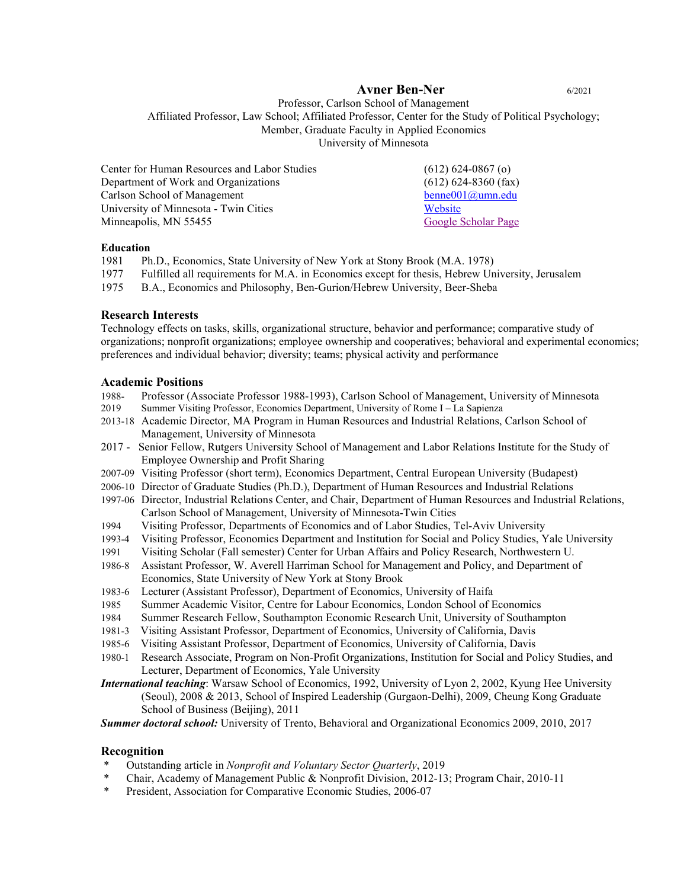# Avner Ben-Ner

6/2021

Professor, Carlson School of Management
Affiliated Professor, Law School; Affiliated Professor, Center for the Study of Political Psychology;
Member, Graduate Faculty in Applied Economics
University of Minnesota

Center for Human Resources and Labor Studies
Department of Work and Organizations
Carlson School of Management
University of Minnesota - Twin Cities
Minneapolis, MN 55455

(612) 624-0867 (o)
(612) 624-8360 (fax)
benne001@umn.edu
Website
Google Scholar Page

## Education

1981 Ph.D., Economics, State University of New York at Stony Brook (M.A. 1978)
1977 Fulfilled all requirements for M.A. in Economics except for thesis, Hebrew University, Jerusalem
1975 B.A., Economics and Philosophy, Ben-Gurion/Hebrew University, Beer-Sheba

## Research Interests

Technology effects on tasks, skills, organizational structure, behavior and performance; comparative study of organizations; nonprofit organizations; employee ownership and cooperatives; behavioral and experimental economics; preferences and individual behavior; diversity; teams; physical activity and performance

## Academic Positions

1988- Professor (Associate Professor 1988-1993), Carlson School of Management, University of Minnesota
2019 Summer Visiting Professor, Economics Department, University of Rome I – La Sapienza
2013-18 Academic Director, MA Program in Human Resources and Industrial Relations, Carlson School of Management, University of Minnesota
2017 - Senior Fellow, Rutgers University School of Management and Labor Relations Institute for the Study of Employee Ownership and Profit Sharing
2007-09 Visiting Professor (short term), Economics Department, Central European University (Budapest)
2006-10 Director of Graduate Studies (Ph.D.), Department of Human Resources and Industrial Relations
1997-06 Director, Industrial Relations Center, and Chair, Department of Human Resources and Industrial Relations, Carlson School of Management, University of Minnesota-Twin Cities
1994 Visiting Professor, Departments of Economics and of Labor Studies, Tel-Aviv University
1993-4 Visiting Professor, Economics Department and Institution for Social and Policy Studies, Yale University
1991 Visiting Scholar (Fall semester) Center for Urban Affairs and Policy Research, Northwestern U.
1986-8 Assistant Professor, W. Averell Harriman School for Management and Policy, and Department of Economics, State University of New York at Stony Brook
1983-6 Lecturer (Assistant Professor), Department of Economics, University of Haifa
1985 Summer Academic Visitor, Centre for Labour Economics, London School of Economics
1984 Summer Research Fellow, Southampton Economic Research Unit, University of Southampton
1981-3 Visiting Assistant Professor, Department of Economics, University of California, Davis
1985-6 Visiting Assistant Professor, Department of Economics, University of California, Davis
1980-1 Research Associate, Program on Non-Profit Organizations, Institution for Social and Policy Studies, and Lecturer, Department of Economics, Yale University

***International teaching***: Warsaw School of Economics, 1992, University of Lyon 2, 2002, Kyung Hee University (Seoul), 2008 & 2013, School of Inspired Leadership (Gurgaon-Delhi), 2009, Cheung Kong Graduate School of Business (Beijing), 2011

***Summer doctoral school:*** University of Trento, Behavioral and Organizational Economics 2009, 2010, 2017

## Recognition

* Outstanding article in *Nonprofit and Voluntary Sector Quarterly*, 2019
* Chair, Academy of Management Public & Nonprofit Division, 2012-13; Program Chair, 2010-11
* President, Association for Comparative Economic Studies, 2006-07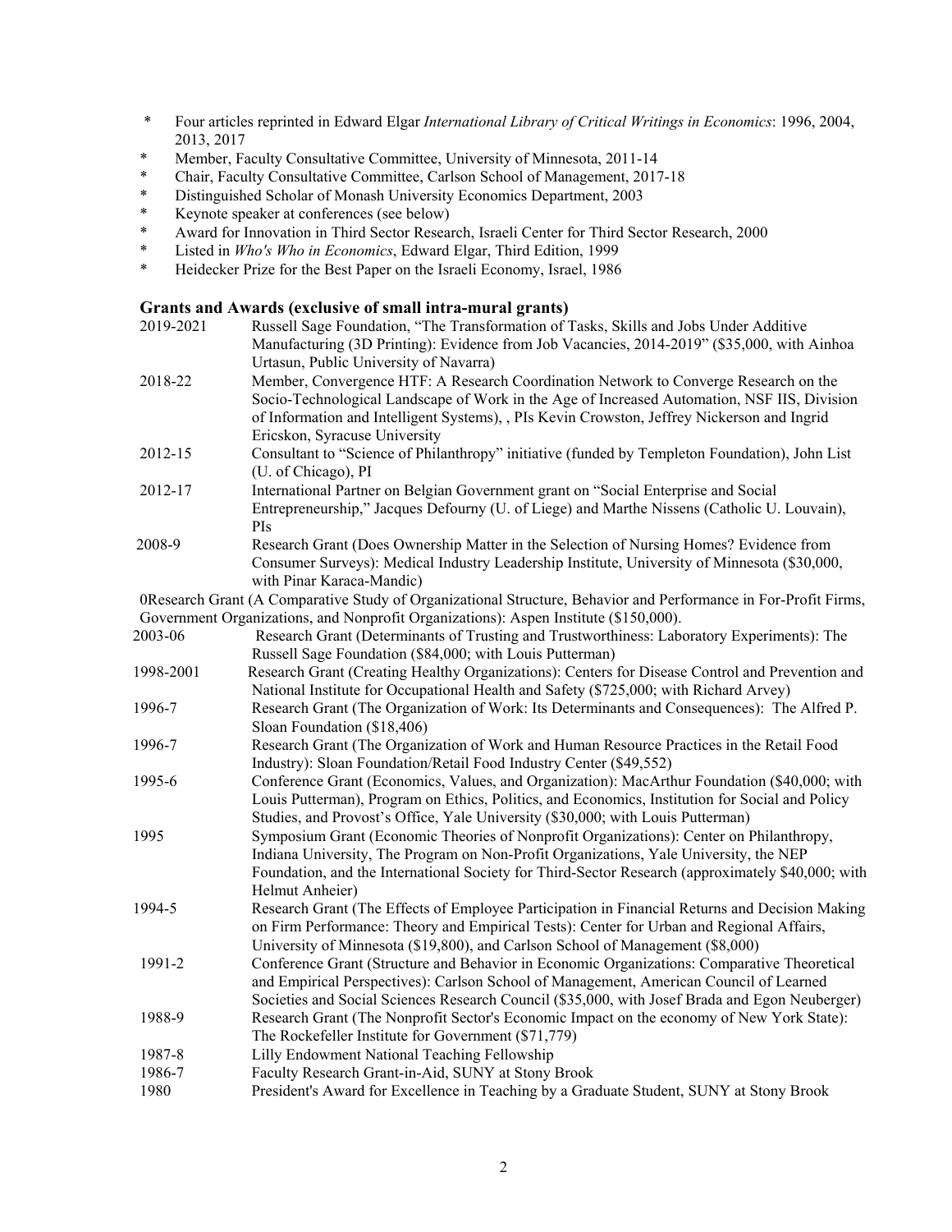- Four articles reprinted in Edward Elgar *International Library of Critical Writings in Economics*: 1996, 2004, 2013, 2017
- Member, Faculty Consultative Committee, University of Minnesota, 2011-14
- Chair, Faculty Consultative Committee, Carlson School of Management, 2017-18
- Distinguished Scholar of Monash University Economics Department, 2003
- Keynote speaker at conferences (see below)
- Award for Innovation in Third Sector Research, Israeli Center for Third Sector Research, 2000
- Listed in *Who's Who in Economics*, Edward Elgar, Third Edition, 1999
- Heidecker Prize for the Best Paper on the Israeli Economy, Israel, 1986

## Grants and Awards (exclusive of small intra-mural grants)

2019-2021 Russell Sage Foundation, "The Transformation of Tasks, Skills and Jobs Under Additive Manufacturing (3D Printing): Evidence from Job Vacancies, 2014-2019" ($35,000, with Ainhoa Urtasun, Public University of Navarra)

2018-22 Member, Convergence HTF: A Research Coordination Network to Converge Research on the Socio-Technological Landscape of Work in the Age of Increased Automation, NSF IIS, Division of Information and Intelligent Systems), , PIs Kevin Crowston, Jeffrey Nickerson and Ingrid Ericskon, Syracuse University

2012-15 Consultant to "Science of Philanthropy" initiative (funded by Templeton Foundation), John List (U. of Chicago), PI

2012-17 International Partner on Belgian Government grant on "Social Enterprise and Social Entrepreneurship," Jacques Defourny (U. of Liege) and Marthe Nissens (Catholic U. Louvain), PIs

2008-9 Research Grant (Does Ownership Matter in the Selection of Nursing Homes? Evidence from Consumer Surveys): Medical Industry Leadership Institute, University of Minnesota ($30,000, with Pinar Karaca-Mandic)

0Research Grant (A Comparative Study of Organizational Structure, Behavior and Performance in For-Profit Firms, Government Organizations, and Nonprofit Organizations): Aspen Institute ($150,000).

2003-06 Research Grant (Determinants of Trusting and Trustworthiness: Laboratory Experiments): The Russell Sage Foundation ($84,000; with Louis Putterman)

1998-2001 Research Grant (Creating Healthy Organizations): Centers for Disease Control and Prevention and National Institute for Occupational Health and Safety ($725,000; with Richard Arvey)

1996-7 Research Grant (The Organization of Work: Its Determinants and Consequences): The Alfred P. Sloan Foundation ($18,406)

1996-7 Research Grant (The Organization of Work and Human Resource Practices in the Retail Food Industry): Sloan Foundation/Retail Food Industry Center ($49,552)

1995-6 Conference Grant (Economics, Values, and Organization): MacArthur Foundation ($40,000; with Louis Putterman), Program on Ethics, Politics, and Economics, Institution for Social and Policy Studies, and Provost's Office, Yale University ($30,000; with Louis Putterman)

1995 Symposium Grant (Economic Theories of Nonprofit Organizations): Center on Philanthropy, Indiana University, The Program on Non-Profit Organizations, Yale University, the NEP Foundation, and the International Society for Third-Sector Research (approximately $40,000; with Helmut Anheier)

1994-5 Research Grant (The Effects of Employee Participation in Financial Returns and Decision Making on Firm Performance: Theory and Empirical Tests): Center for Urban and Regional Affairs, University of Minnesota ($19,800), and Carlson School of Management ($8,000)

1991-2 Conference Grant (Structure and Behavior in Economic Organizations: Comparative Theoretical and Empirical Perspectives): Carlson School of Management, American Council of Learned Societies and Social Sciences Research Council ($35,000, with Josef Brada and Egon Neuberger)

1988-9 Research Grant (The Nonprofit Sector's Economic Impact on the economy of New York State): The Rockefeller Institute for Government ($71,779)

1987-8 Lilly Endowment National Teaching Fellowship

1986-7 Faculty Research Grant-in-Aid, SUNY at Stony Brook

1980 President's Award for Excellence in Teaching by a Graduate Student, SUNY at Stony Brook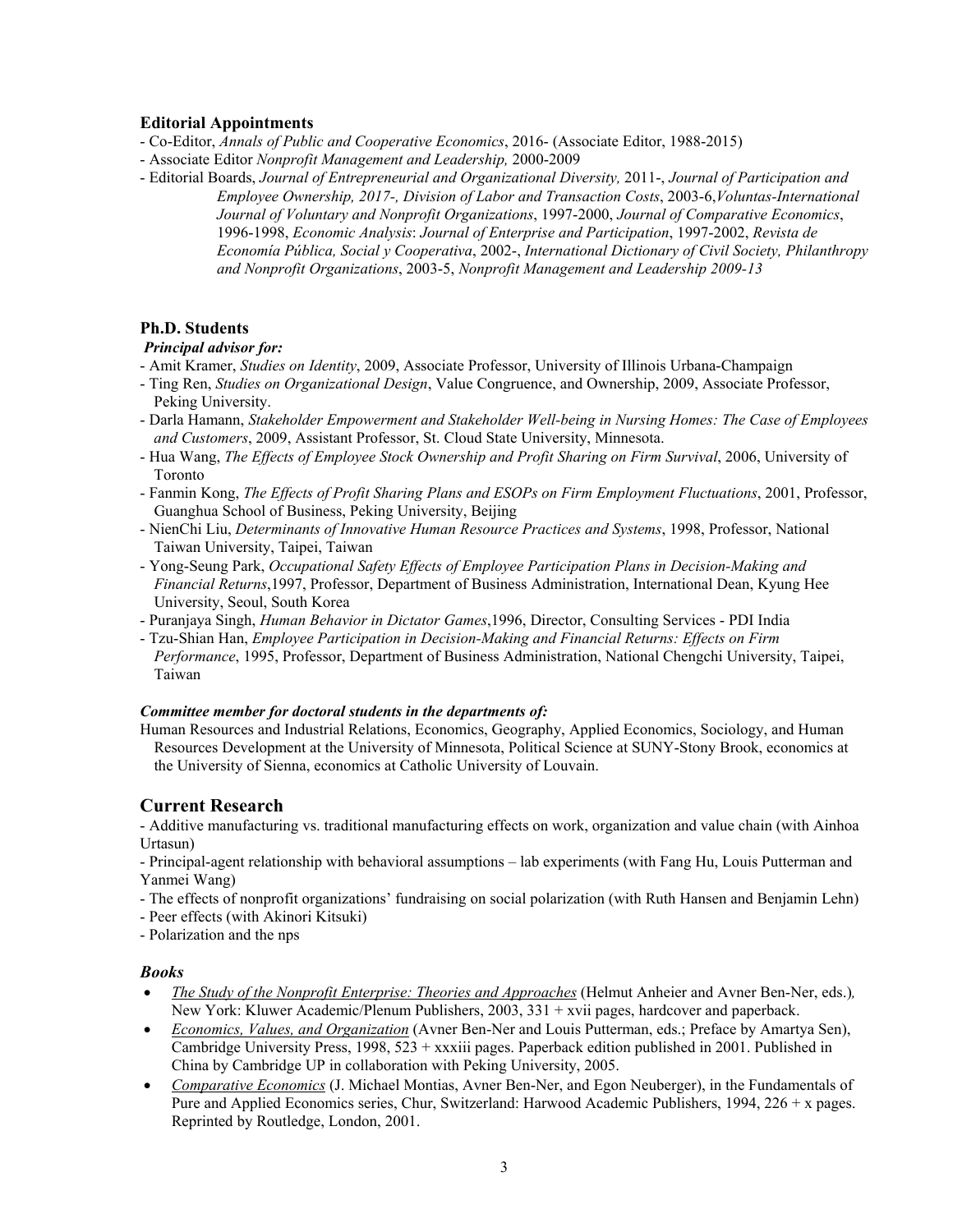### Editorial Appointments

- Co-Editor, *Annals of Public and Cooperative Economics*, 2016- (Associate Editor, 1988-2015)
- Associate Editor *Nonprofit Management and Leadership,* 2000-2009
- Editorial Boards, *Journal of Entrepreneurial and Organizational Diversity,* 2011-, *Journal of Participation and Employee Ownership, 2017-, Division of Labor and Transaction Costs*, 2003-6,*Voluntas-International Journal of Voluntary and Nonprofit Organizations*, 1997-2000, *Journal of Comparative Economics*, 1996-1998, *Economic Analysis*: *Journal of Enterprise and Participation*, 1997-2002, *Revista de Economía Pública, Social y Cooperativa*, 2002-, *International Dictionary of Civil Society, Philanthropy and Nonprofit Organizations*, 2003-5, *Nonprofit Management and Leadership 2009-13*

### Ph.D. Students

***Principal advisor for:***

- Amit Kramer, *Studies on Identity*, 2009, Associate Professor, University of Illinois Urbana-Champaign
- Ting Ren, *Studies on Organizational Design*, Value Congruence, and Ownership, 2009, Associate Professor, Peking University.
- Darla Hamann, *Stakeholder Empowerment and Stakeholder Well-being in Nursing Homes: The Case of Employees and Customers*, 2009, Assistant Professor, St. Cloud State University, Minnesota.
- Hua Wang, *The Effects of Employee Stock Ownership and Profit Sharing on Firm Survival*, 2006, University of Toronto
- Fanmin Kong, *The Effects of Profit Sharing Plans and ESOPs on Firm Employment Fluctuations*, 2001, Professor, Guanghua School of Business, Peking University, Beijing
- NienChi Liu, *Determinants of Innovative Human Resource Practices and Systems*, 1998, Professor, National Taiwan University, Taipei, Taiwan
- Yong-Seung Park, *Occupational Safety Effects of Employee Participation Plans in Decision-Making and Financial Returns*,1997, Professor, Department of Business Administration, International Dean, Kyung Hee University, Seoul, South Korea
- Puranjaya Singh, *Human Behavior in Dictator Games*,1996, Director, Consulting Services - PDI India
- Tzu-Shian Han, *Employee Participation in Decision-Making and Financial Returns: Effects on Firm Performance*, 1995, Professor, Department of Business Administration, National Chengchi University, Taipei, Taiwan

***Committee member for doctoral students in the departments of:***

Human Resources and Industrial Relations, Economics, Geography, Applied Economics, Sociology, and Human Resources Development at the University of Minnesota, Political Science at SUNY-Stony Brook, economics at the University of Sienna, economics at Catholic University of Louvain.

## Current Research

- Additive manufacturing vs. traditional manufacturing effects on work, organization and value chain (with Ainhoa Urtasun)
- Principal-agent relationship with behavioral assumptions – lab experiments (with Fang Hu, Louis Putterman and Yanmei Wang)
- The effects of nonprofit organizations' fundraising on social polarization (with Ruth Hansen and Benjamin Lehn)
- Peer effects (with Akinori Kitsuki)
- Polarization and the nps

### *Books*

- *The Study of the Nonprofit Enterprise: Theories and Approaches* (Helmut Anheier and Avner Ben-Ner, eds.)*,* New York: Kluwer Academic/Plenum Publishers, 2003, 331 + xvii pages, hardcover and paperback.
- *Economics, Values, and Organization* (Avner Ben-Ner and Louis Putterman, eds.; Preface by Amartya Sen), Cambridge University Press, 1998, 523 + xxxiii pages. Paperback edition published in 2001. Published in China by Cambridge UP in collaboration with Peking University, 2005.
- *Comparative Economics* (J. Michael Montias, Avner Ben-Ner, and Egon Neuberger), in the Fundamentals of Pure and Applied Economics series, Chur, Switzerland: Harwood Academic Publishers, 1994, 226 + x pages. Reprinted by Routledge, London, 2001.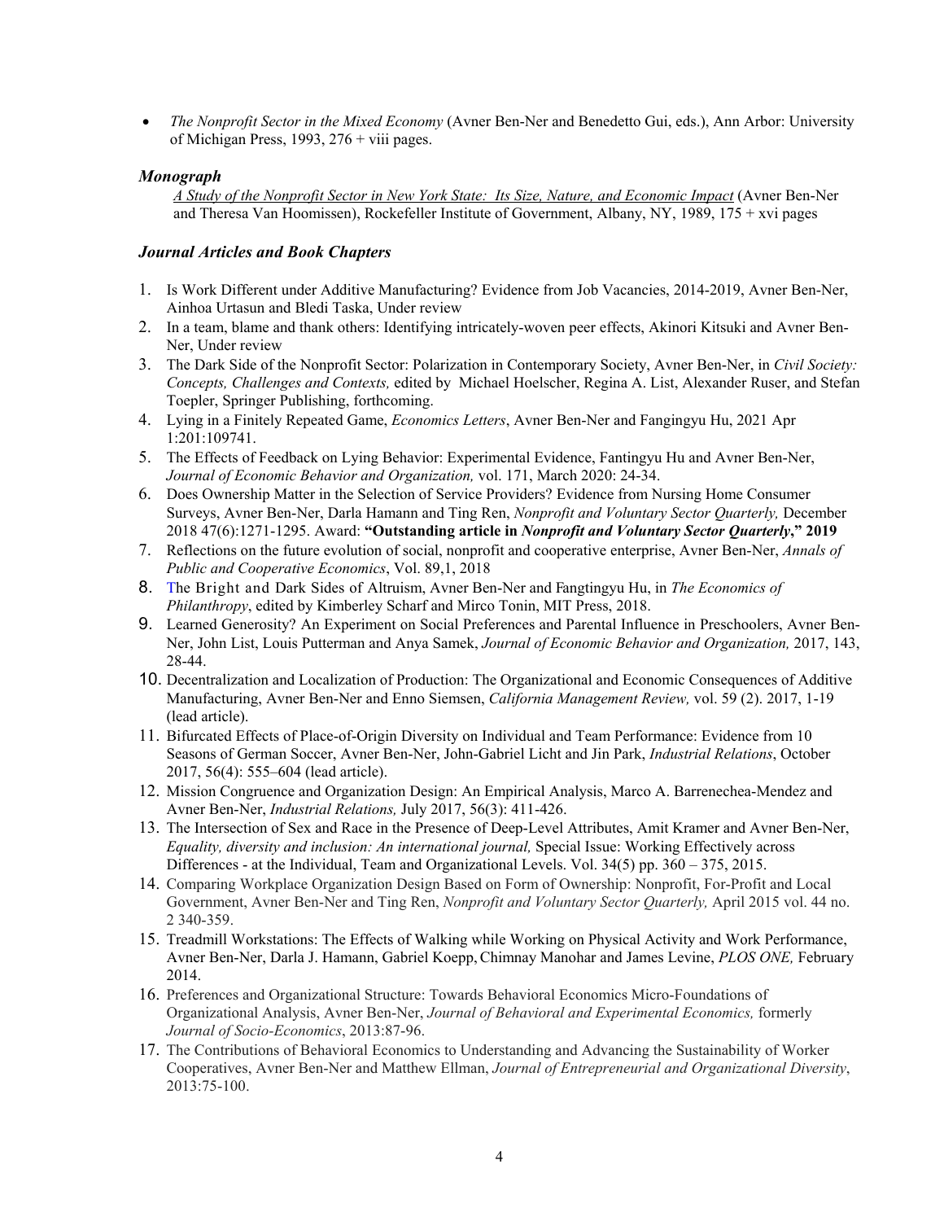- *The Nonprofit Sector in the Mixed Economy* (Avner Ben-Ner and Benedetto Gui, eds.), Ann Arbor: University of Michigan Press, 1993, 276 + viii pages.

### *Monograph*

*A Study of the Nonprofit Sector in New York State: Its Size, Nature, and Economic Impact* (Avner Ben-Ner and Theresa Van Hoomissen), Rockefeller Institute of Government, Albany, NY, 1989, 175 + xvi pages

### *Journal Articles and Book Chapters*

1. Is Work Different under Additive Manufacturing? Evidence from Job Vacancies, 2014-2019, Avner Ben-Ner, Ainhoa Urtasun and Bledi Taska, Under review
2. In a team, blame and thank others: Identifying intricately-woven peer effects, Akinori Kitsuki and Avner Ben-Ner, Under review
3. The Dark Side of the Nonprofit Sector: Polarization in Contemporary Society, Avner Ben-Ner, in *Civil Society: Concepts, Challenges and Contexts,* edited by Michael Hoelscher, Regina A. List, Alexander Ruser, and Stefan Toepler, Springer Publishing, forthcoming.
4. Lying in a Finitely Repeated Game, *Economics Letters*, Avner Ben-Ner and Fangingyu Hu, 2021 Apr 1:201:109741.
5. The Effects of Feedback on Lying Behavior: Experimental Evidence, Fantingyu Hu and Avner Ben-Ner, *Journal of Economic Behavior and Organization,* vol. 171, March 2020: 24-34.
6. Does Ownership Matter in the Selection of Service Providers? Evidence from Nursing Home Consumer Surveys, Avner Ben-Ner, Darla Hamann and Ting Ren, *Nonprofit and Voluntary Sector Quarterly,* December 2018 47(6):1271-1295. Award: **"Outstanding article in *Nonprofit and Voluntary Sector Quarterly*," 2019**
7. Reflections on the future evolution of social, nonprofit and cooperative enterprise, Avner Ben-Ner, *Annals of Public and Cooperative Economics*, Vol. 89,1, 2018
8. The Bright and Dark Sides of Altruism, Avner Ben-Ner and Fangtingyu Hu, in *The Economics of Philanthropy*, edited by Kimberley Scharf and Mirco Tonin, MIT Press, 2018.
9. Learned Generosity? An Experiment on Social Preferences and Parental Influence in Preschoolers, Avner Ben-Ner, John List, Louis Putterman and Anya Samek, *Journal of Economic Behavior and Organization,* 2017, 143, 28-44.
10. Decentralization and Localization of Production: The Organizational and Economic Consequences of Additive Manufacturing, Avner Ben-Ner and Enno Siemsen, *California Management Review,* vol. 59 (2). 2017, 1-19 (lead article).
11. Bifurcated Effects of Place-of-Origin Diversity on Individual and Team Performance: Evidence from 10 Seasons of German Soccer, Avner Ben-Ner, John-Gabriel Licht and Jin Park, *Industrial Relations*, October 2017, 56(4): 555–604 (lead article).
12. Mission Congruence and Organization Design: An Empirical Analysis, Marco A. Barrenechea-Mendez and Avner Ben-Ner, *Industrial Relations,* July 2017, 56(3): 411-426.
13. The Intersection of Sex and Race in the Presence of Deep-Level Attributes, Amit Kramer and Avner Ben-Ner, *Equality, diversity and inclusion: An international journal,* Special Issue: Working Effectively across Differences - at the Individual, Team and Organizational Levels. Vol. 34(5) pp. 360 – 375, 2015.
14. Comparing Workplace Organization Design Based on Form of Ownership: Nonprofit, For-Profit and Local Government, Avner Ben-Ner and Ting Ren, *Nonprofit and Voluntary Sector Quarterly,* April 2015 vol. 44 no. 2 340-359.
15. Treadmill Workstations: The Effects of Walking while Working on Physical Activity and Work Performance, Avner Ben-Ner, Darla J. Hamann, Gabriel Koepp, Chimnay Manohar and James Levine, *PLOS ONE,* February 2014.
16. Preferences and Organizational Structure: Towards Behavioral Economics Micro-Foundations of Organizational Analysis, Avner Ben-Ner, *Journal of Behavioral and Experimental Economics,* formerly *Journal of Socio-Economics*, 2013:87-96.
17. The Contributions of Behavioral Economics to Understanding and Advancing the Sustainability of Worker Cooperatives, Avner Ben-Ner and Matthew Ellman, *Journal of Entrepreneurial and Organizational Diversity*, 2013:75-100.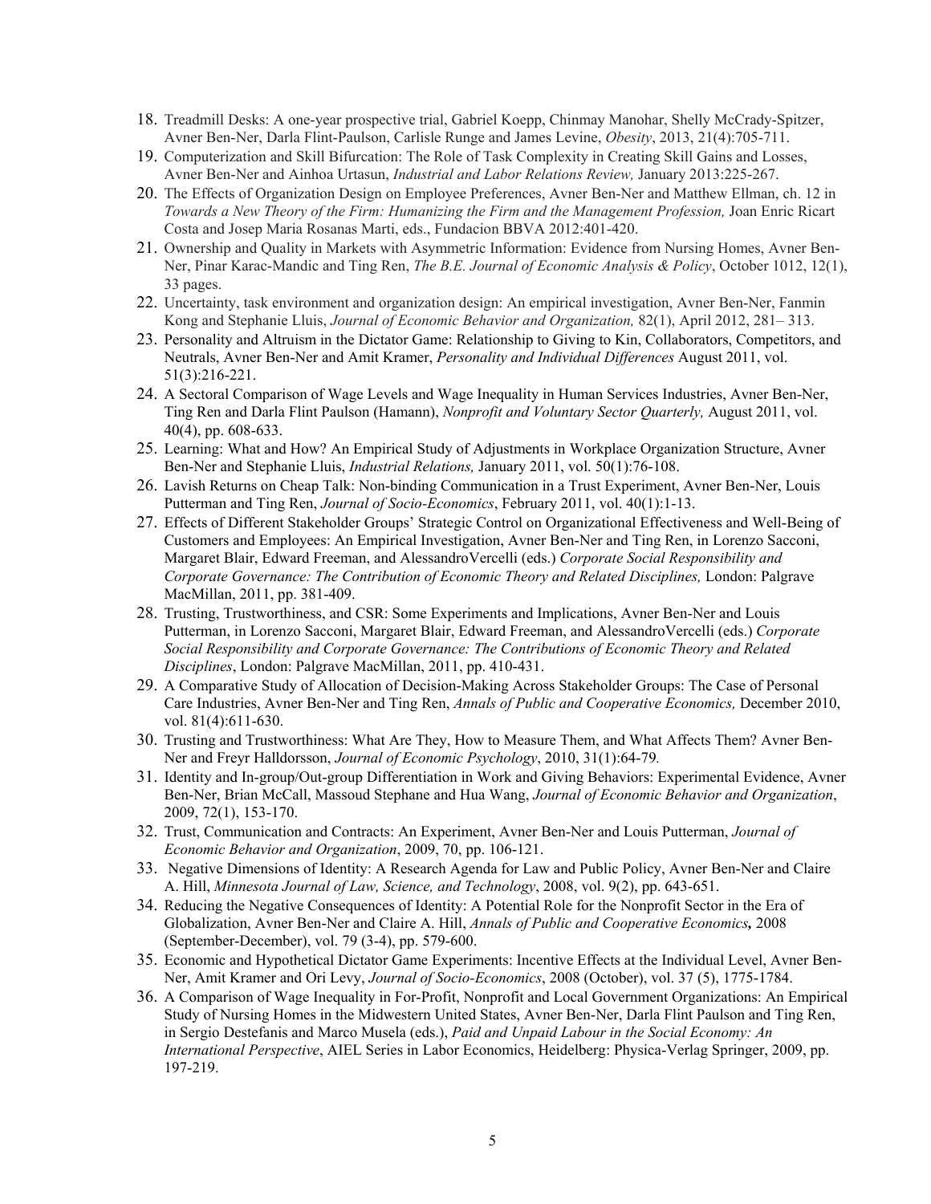18. Treadmill Desks: A one-year prospective trial, Gabriel Koepp, Chinmay Manohar, Shelly McCrady-Spitzer, Avner Ben-Ner, Darla Flint-Paulson, Carlisle Runge and James Levine, *Obesity*, 2013, 21(4):705-711.
19. Computerization and Skill Bifurcation: The Role of Task Complexity in Creating Skill Gains and Losses, Avner Ben-Ner and Ainhoa Urtasun, *Industrial and Labor Relations Review,* January 2013:225-267.
20. The Effects of Organization Design on Employee Preferences, Avner Ben-Ner and Matthew Ellman, ch. 12 in *Towards a New Theory of the Firm: Humanizing the Firm and the Management Profession,* Joan Enric Ricart Costa and Josep Maria Rosanas Marti, eds., Fundacion BBVA 2012:401-420.
21. Ownership and Quality in Markets with Asymmetric Information: Evidence from Nursing Homes, Avner Ben-Ner, Pinar Karac-Mandic and Ting Ren, *The B.E. Journal of Economic Analysis & Policy*, October 1012, 12(1), 33 pages.
22. Uncertainty, task environment and organization design: An empirical investigation, Avner Ben-Ner, Fanmin Kong and Stephanie Lluis, *Journal of Economic Behavior and Organization,* 82(1), April 2012, 281– 313.
23. Personality and Altruism in the Dictator Game: Relationship to Giving to Kin, Collaborators, Competitors, and Neutrals, Avner Ben-Ner and Amit Kramer, *Personality and Individual Differences* August 2011, vol. 51(3):216-221.
24. A Sectoral Comparison of Wage Levels and Wage Inequality in Human Services Industries, Avner Ben-Ner, Ting Ren and Darla Flint Paulson (Hamann), *Nonprofit and Voluntary Sector Quarterly,* August 2011, vol. 40(4), pp. 608-633.
25. Learning: What and How? An Empirical Study of Adjustments in Workplace Organization Structure, Avner Ben-Ner and Stephanie Lluis, *Industrial Relations,* January 2011, vol. 50(1):76-108.
26. Lavish Returns on Cheap Talk: Non-binding Communication in a Trust Experiment, Avner Ben-Ner, Louis Putterman and Ting Ren, *Journal of Socio-Economics*, February 2011, vol. 40(1):1-13.
27. Effects of Different Stakeholder Groups' Strategic Control on Organizational Effectiveness and Well-Being of Customers and Employees: An Empirical Investigation, Avner Ben-Ner and Ting Ren, in Lorenzo Sacconi, Margaret Blair, Edward Freeman, and AlessandroVercelli (eds.) *Corporate Social Responsibility and Corporate Governance: The Contribution of Economic Theory and Related Disciplines,* London: Palgrave MacMillan, 2011, pp. 381-409.
28. Trusting, Trustworthiness, and CSR: Some Experiments and Implications, Avner Ben-Ner and Louis Putterman, in Lorenzo Sacconi, Margaret Blair, Edward Freeman, and AlessandroVercelli (eds.) *Corporate Social Responsibility and Corporate Governance: The Contributions of Economic Theory and Related Disciplines*, London: Palgrave MacMillan, 2011, pp. 410-431.
29. A Comparative Study of Allocation of Decision-Making Across Stakeholder Groups: The Case of Personal Care Industries, Avner Ben-Ner and Ting Ren, *Annals of Public and Cooperative Economics,* December 2010, vol. 81(4):611-630.
30. Trusting and Trustworthiness: What Are They, How to Measure Them, and What Affects Them? Avner Ben-Ner and Freyr Halldorsson, *Journal of Economic Psychology*, 2010, 31(1):64-79*.*
31. Identity and In-group/Out-group Differentiation in Work and Giving Behaviors: Experimental Evidence, Avner Ben-Ner, Brian McCall, Massoud Stephane and Hua Wang, *Journal of Economic Behavior and Organization*, 2009, 72(1), 153-170.
32. Trust, Communication and Contracts: An Experiment, Avner Ben-Ner and Louis Putterman, *Journal of Economic Behavior and Organization*, 2009, 70, pp. 106-121.
33. Negative Dimensions of Identity: A Research Agenda for Law and Public Policy, Avner Ben-Ner and Claire A. Hill, *Minnesota Journal of Law, Science, and Technology*, 2008, vol. 9(2), pp. 643-651.
34. Reducing the Negative Consequences of Identity: A Potential Role for the Nonprofit Sector in the Era of Globalization, Avner Ben-Ner and Claire A. Hill, *Annals of Public and Cooperative Economics,* 2008 (September-December), vol. 79 (3-4), pp. 579-600.
35. Economic and Hypothetical Dictator Game Experiments: Incentive Effects at the Individual Level, Avner Ben-Ner, Amit Kramer and Ori Levy, *Journal of Socio-Economics*, 2008 (October), vol. 37 (5), 1775-1784.
36. A Comparison of Wage Inequality in For-Profit, Nonprofit and Local Government Organizations: An Empirical Study of Nursing Homes in the Midwestern United States, Avner Ben-Ner, Darla Flint Paulson and Ting Ren, in Sergio Destefanis and Marco Musela (eds.), *Paid and Unpaid Labour in the Social Economy: An International Perspective*, AIEL Series in Labor Economics, Heidelberg: Physica-Verlag Springer, 2009, pp. 197-219.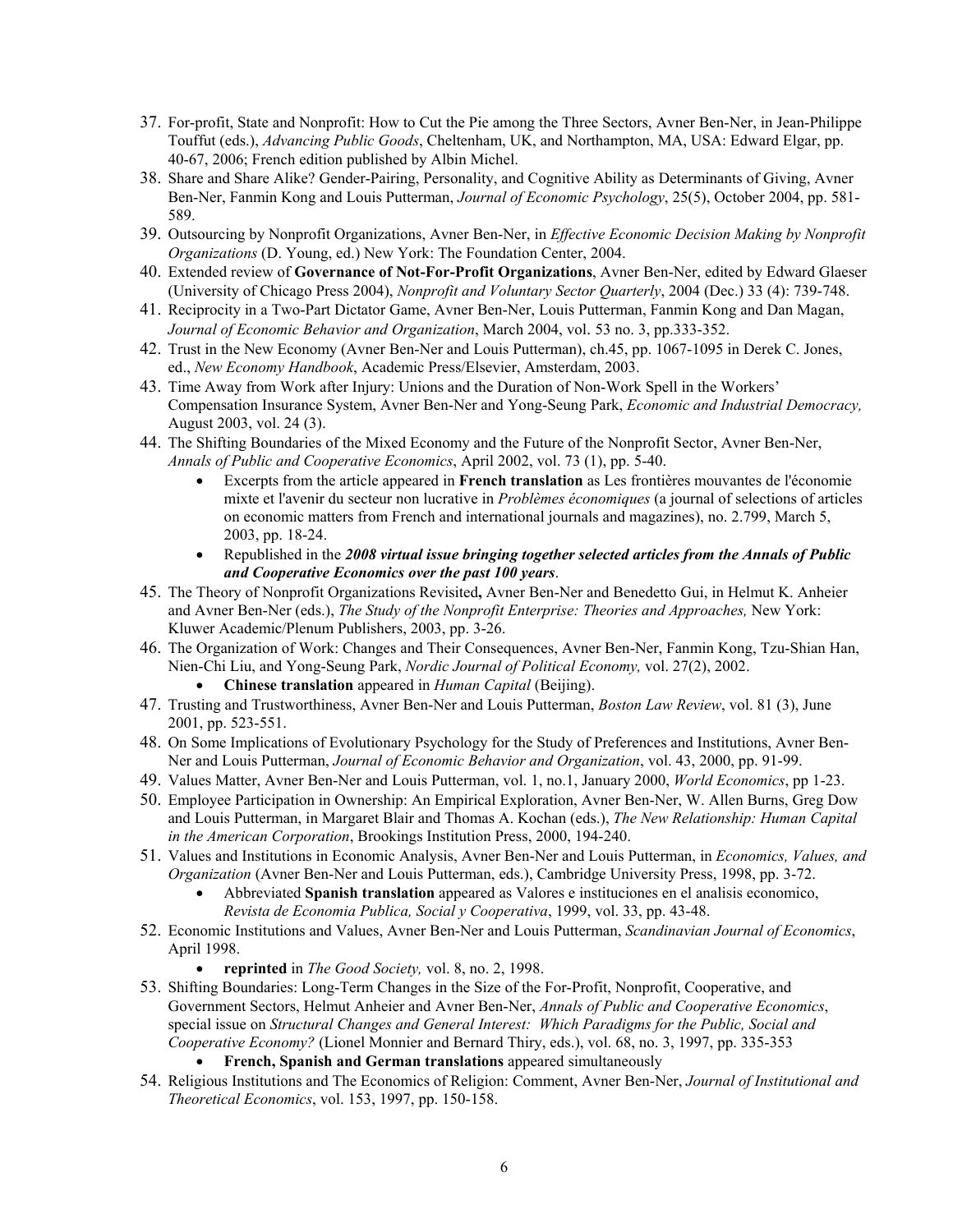37. For-profit, State and Nonprofit: How to Cut the Pie among the Three Sectors, Avner Ben-Ner, in Jean-Philippe Touffut (eds.), *Advancing Public Goods*, Cheltenham, UK, and Northampton, MA, USA: Edward Elgar, pp. 40-67, 2006; French edition published by Albin Michel.
38. Share and Share Alike? Gender-Pairing, Personality, and Cognitive Ability as Determinants of Giving, Avner Ben-Ner, Fanmin Kong and Louis Putterman, *Journal of Economic Psychology*, 25(5), October 2004, pp. 581-589.
39. Outsourcing by Nonprofit Organizations, Avner Ben-Ner, in *Effective Economic Decision Making by Nonprofit Organizations* (D. Young, ed.) New York: The Foundation Center, 2004.
40. Extended review of **Governance of Not-For-Profit Organizations**, Avner Ben-Ner, edited by Edward Glaeser (University of Chicago Press 2004), *Nonprofit and Voluntary Sector Quarterly*, 2004 (Dec.) 33 (4): 739-748.
41. Reciprocity in a Two-Part Dictator Game, Avner Ben-Ner, Louis Putterman, Fanmin Kong and Dan Magan, *Journal of Economic Behavior and Organization*, March 2004, vol. 53 no. 3, pp.333-352.
42. Trust in the New Economy (Avner Ben-Ner and Louis Putterman), ch.45, pp. 1067-1095 in Derek C. Jones, ed., *New Economy Handbook*, Academic Press/Elsevier, Amsterdam, 2003.
43. Time Away from Work after Injury: Unions and the Duration of Non-Work Spell in the Workers' Compensation Insurance System, Avner Ben-Ner and Yong-Seung Park, *Economic and Industrial Democracy,* August 2003, vol. 24 (3).
44. The Shifting Boundaries of the Mixed Economy and the Future of the Nonprofit Sector, Avner Ben-Ner, *Annals of Public and Cooperative Economics*, April 2002, vol. 73 (1), pp. 5-40.
    - Excerpts from the article appeared in **French translation** as Les frontières mouvantes de l'économie mixte et l'avenir du secteur non lucrative in *Problèmes économiques* (a journal of selections of articles on economic matters from French and international journals and magazines), no. 2.799, March 5, 2003, pp. 18-24.
    - Republished in the ***2008 virtual issue bringing together selected articles from the Annals of Public and Cooperative Economics over the past 100 years***.
45. The Theory of Nonprofit Organizations Revisited**,** Avner Ben-Ner and Benedetto Gui, in Helmut K. Anheier and Avner Ben-Ner (eds.), *The Study of the Nonprofit Enterprise: Theories and Approaches,* New York: Kluwer Academic/Plenum Publishers, 2003, pp. 3-26.
46. The Organization of Work: Changes and Their Consequences, Avner Ben-Ner, Fanmin Kong, Tzu-Shian Han, Nien-Chi Liu, and Yong-Seung Park, *Nordic Journal of Political Economy,* vol. 27(2), 2002.
    - **Chinese translation** appeared in *Human Capital* (Beijing).
47. Trusting and Trustworthiness, Avner Ben-Ner and Louis Putterman, *Boston Law Review*, vol. 81 (3), June 2001, pp. 523-551.
48. On Some Implications of Evolutionary Psychology for the Study of Preferences and Institutions, Avner Ben-Ner and Louis Putterman, *Journal of Economic Behavior and Organization*, vol. 43, 2000, pp. 91-99.
49. Values Matter, Avner Ben-Ner and Louis Putterman, vol. 1, no.1, January 2000, *World Economics*, pp 1-23.
50. Employee Participation in Ownership: An Empirical Exploration, Avner Ben-Ner, W. Allen Burns, Greg Dow and Louis Putterman, in Margaret Blair and Thomas A. Kochan (eds.), *The New Relationship: Human Capital in the American Corporation*, Brookings Institution Press, 2000, 194-240.
51. Values and Institutions in Economic Analysis, Avner Ben-Ner and Louis Putterman, in *Economics, Values, and Organization* (Avner Ben-Ner and Louis Putterman, eds.), Cambridge University Press, 1998, pp. 3-72.
    - Abbreviated **Spanish translation** appeared as Valores e instituciones en el analisis economico, *Revista de Economia Publica, Social y Cooperativa*, 1999, vol. 33, pp. 43-48.
52. Economic Institutions and Values, Avner Ben-Ner and Louis Putterman, *Scandinavian Journal of Economics*, April 1998.
    - **reprinted** in *The Good Society,* vol. 8, no. 2, 1998.
53. Shifting Boundaries: Long-Term Changes in the Size of the For-Profit, Nonprofit, Cooperative, and Government Sectors, Helmut Anheier and Avner Ben-Ner, *Annals of Public and Cooperative Economics*, special issue on *Structural Changes and General Interest: Which Paradigms for the Public, Social and Cooperative Economy?* (Lionel Monnier and Bernard Thiry, eds.), vol. 68, no. 3, 1997, pp. 335-353
    - **French, Spanish and German translations** appeared simultaneously
54. Religious Institutions and The Economics of Religion: Comment, Avner Ben-Ner, *Journal of Institutional and Theoretical Economics*, vol. 153, 1997, pp. 150-158.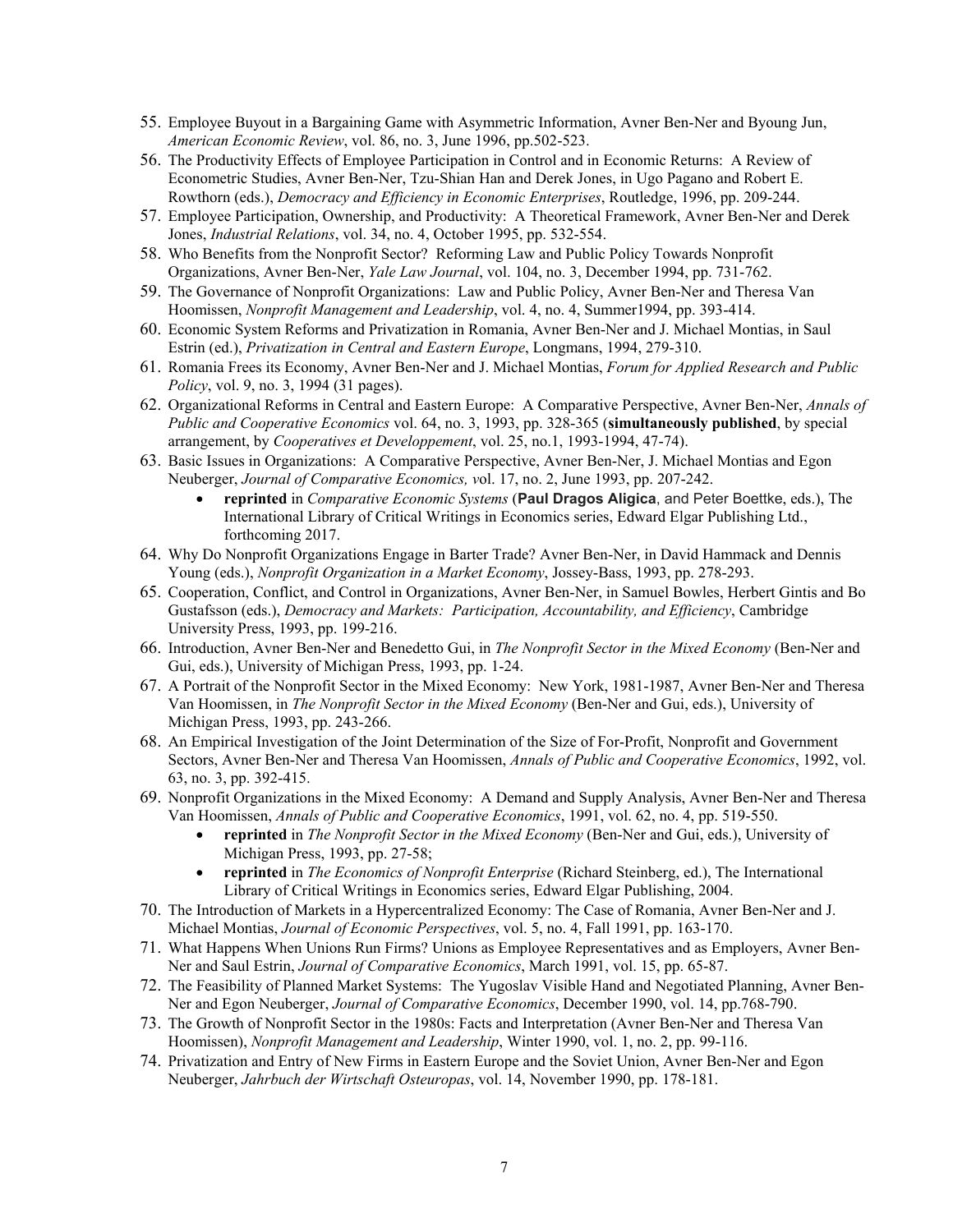55. Employee Buyout in a Bargaining Game with Asymmetric Information, Avner Ben-Ner and Byoung Jun, *American Economic Review*, vol. 86, no. 3, June 1996, pp.502-523.
56. The Productivity Effects of Employee Participation in Control and in Economic Returns: A Review of Econometric Studies, Avner Ben-Ner, Tzu-Shian Han and Derek Jones, in Ugo Pagano and Robert E. Rowthorn (eds.), *Democracy and Efficiency in Economic Enterprises*, Routledge, 1996, pp. 209-244.
57. Employee Participation, Ownership, and Productivity: A Theoretical Framework, Avner Ben-Ner and Derek Jones, *Industrial Relations*, vol. 34, no. 4, October 1995, pp. 532-554.
58. Who Benefits from the Nonprofit Sector? Reforming Law and Public Policy Towards Nonprofit Organizations, Avner Ben-Ner, *Yale Law Journal*, vol. 104, no. 3, December 1994, pp. 731-762.
59. The Governance of Nonprofit Organizations: Law and Public Policy, Avner Ben-Ner and Theresa Van Hoomissen, *Nonprofit Management and Leadership*, vol. 4, no. 4, Summer1994, pp. 393-414.
60. Economic System Reforms and Privatization in Romania, Avner Ben-Ner and J. Michael Montias, in Saul Estrin (ed.), *Privatization in Central and Eastern Europe*, Longmans, 1994, 279-310.
61. Romania Frees its Economy, Avner Ben-Ner and J. Michael Montias, *Forum for Applied Research and Public Policy*, vol. 9, no. 3, 1994 (31 pages).
62. Organizational Reforms in Central and Eastern Europe: A Comparative Perspective, Avner Ben-Ner, *Annals of Public and Cooperative Economics* vol. 64, no. 3, 1993, pp. 328-365 (**simultaneously published**, by special arrangement, by *Cooperatives et Developpement*, vol. 25, no.1, 1993-1994, 47-74).
63. Basic Issues in Organizations: A Comparative Perspective, Avner Ben-Ner, J. Michael Montias and Egon Neuberger, *Journal of Comparative Economics, v*ol. 17, no. 2, June 1993, pp. 207-242.
    - **reprinted** in *Comparative Economic Systems* (**Paul Dragos Aligica**, and Peter Boettke, eds.), The International Library of Critical Writings in Economics series, Edward Elgar Publishing Ltd., forthcoming 2017.
64. Why Do Nonprofit Organizations Engage in Barter Trade? Avner Ben-Ner, in David Hammack and Dennis Young (eds.), *Nonprofit Organization in a Market Economy*, Jossey-Bass, 1993, pp. 278-293.
65. Cooperation, Conflict, and Control in Organizations, Avner Ben-Ner, in Samuel Bowles, Herbert Gintis and Bo Gustafsson (eds.), *Democracy and Markets: Participation, Accountability, and Efficiency*, Cambridge University Press, 1993, pp. 199-216.
66. Introduction, Avner Ben-Ner and Benedetto Gui, in *The Nonprofit Sector in the Mixed Economy* (Ben-Ner and Gui, eds.), University of Michigan Press, 1993, pp. 1-24.
67. A Portrait of the Nonprofit Sector in the Mixed Economy: New York, 1981-1987, Avner Ben-Ner and Theresa Van Hoomissen, in *The Nonprofit Sector in the Mixed Economy* (Ben-Ner and Gui, eds.), University of Michigan Press, 1993, pp. 243-266.
68. An Empirical Investigation of the Joint Determination of the Size of For-Profit, Nonprofit and Government Sectors, Avner Ben-Ner and Theresa Van Hoomissen, *Annals of Public and Cooperative Economics*, 1992, vol. 63, no. 3, pp. 392-415.
69. Nonprofit Organizations in the Mixed Economy: A Demand and Supply Analysis, Avner Ben-Ner and Theresa Van Hoomissen, *Annals of Public and Cooperative Economics*, 1991, vol. 62, no. 4, pp. 519-550.
    - **reprinted** in *The Nonprofit Sector in the Mixed Economy* (Ben-Ner and Gui, eds.), University of Michigan Press, 1993, pp. 27-58;
    - **reprinted** in *The Economics of Nonprofit Enterprise* (Richard Steinberg, ed.), The International Library of Critical Writings in Economics series, Edward Elgar Publishing, 2004.
70. The Introduction of Markets in a Hypercentralized Economy: The Case of Romania, Avner Ben-Ner and J. Michael Montias, *Journal of Economic Perspectives*, vol. 5, no. 4, Fall 1991, pp. 163-170.
71. What Happens When Unions Run Firms? Unions as Employee Representatives and as Employers, Avner Ben-Ner and Saul Estrin, *Journal of Comparative Economics*, March 1991, vol. 15, pp. 65-87.
72. The Feasibility of Planned Market Systems: The Yugoslav Visible Hand and Negotiated Planning, Avner Ben-Ner and Egon Neuberger, *Journal of Comparative Economics*, December 1990, vol. 14, pp.768-790.
73. The Growth of Nonprofit Sector in the 1980s: Facts and Interpretation (Avner Ben-Ner and Theresa Van Hoomissen), *Nonprofit Management and Leadership*, Winter 1990, vol. 1, no. 2, pp. 99-116.
74. Privatization and Entry of New Firms in Eastern Europe and the Soviet Union, Avner Ben-Ner and Egon Neuberger, *Jahrbuch der Wirtschaft Osteuropas*, vol. 14, November 1990, pp. 178-181.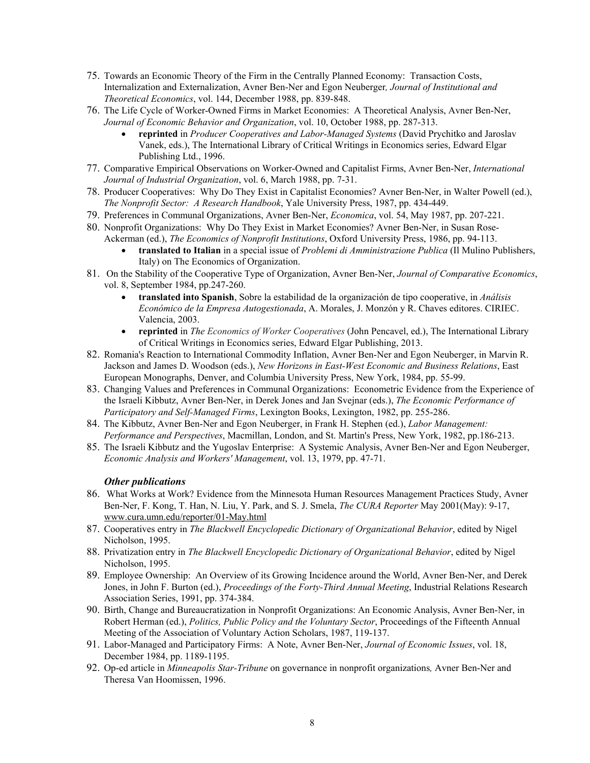75. Towards an Economic Theory of the Firm in the Centrally Planned Economy: Transaction Costs, Internalization and Externalization, Avner Ben-Ner and Egon Neuberger*, Journal of Institutional and Theoretical Economics*, vol. 144, December 1988, pp. 839-848.
76. The Life Cycle of Worker-Owned Firms in Market Economies: A Theoretical Analysis, Avner Ben-Ner, *Journal of Economic Behavior and Organization*, vol. 10, October 1988, pp. 287-313.
    - **reprinted** in *Producer Cooperatives and Labor-Managed Systems* (David Prychitko and Jaroslav Vanek, eds.), The International Library of Critical Writings in Economics series, Edward Elgar Publishing Ltd., 1996.
77. Comparative Empirical Observations on Worker-Owned and Capitalist Firms, Avner Ben-Ner, *International Journal of Industrial Organization*, vol. 6, March 1988, pp. 7-31.
78. Producer Cooperatives: Why Do They Exist in Capitalist Economies? Avner Ben-Ner, in Walter Powell (ed.), *The Nonprofit Sector: A Research Handbook*, Yale University Press, 1987, pp. 434-449.
79. Preferences in Communal Organizations, Avner Ben-Ner, *Economica*, vol. 54, May 1987, pp. 207-221.
80. Nonprofit Organizations: Why Do They Exist in Market Economies? Avner Ben-Ner, in Susan Rose-Ackerman (ed.), *The Economics of Nonprofit Institutions*, Oxford University Press, 1986, pp. 94-113.
    - **translated to Italian** in a special issue of *Problemi di Amministrazione Publica* (Il Mulino Publishers, Italy) on The Economics of Organization.
81. On the Stability of the Cooperative Type of Organization, Avner Ben-Ner, *Journal of Comparative Economics*, vol. 8, September 1984, pp.247-260.
    - **translated into Spanish**, Sobre la estabilidad de la organización de tipo cooperative, in *Análisis Económico de la Empresa Autogestionada*, A. Morales, J. Monzón y R. Chaves editores. CIRIEC. Valencia, 2003.
    - **reprinted** in *The Economics of Worker Cooperatives* (John Pencavel, ed.), The International Library of Critical Writings in Economics series, Edward Elgar Publishing, 2013.
82. Romania's Reaction to International Commodity Inflation, Avner Ben-Ner and Egon Neuberger, in Marvin R. Jackson and James D. Woodson (eds.), *New Horizons in East-West Economic and Business Relations*, East European Monographs, Denver, and Columbia University Press, New York, 1984, pp. 55-99.
83. Changing Values and Preferences in Communal Organizations: Econometric Evidence from the Experience of the Israeli Kibbutz, Avner Ben-Ner, in Derek Jones and Jan Svejnar (eds.), *The Economic Performance of Participatory and Self-Managed Firms*, Lexington Books, Lexington, 1982, pp. 255-286.
84. The Kibbutz, Avner Ben-Ner and Egon Neuberger, in Frank H. Stephen (ed.), *Labor Management: Performance and Perspectives*, Macmillan, London, and St. Martin's Press, New York, 1982, pp.186-213.
85. The Israeli Kibbutz and the Yugoslav Enterprise: A Systemic Analysis, Avner Ben-Ner and Egon Neuberger, *Economic Analysis and Workers' Management*, vol. 13, 1979, pp. 47-71.

### *Other publications*

86. What Works at Work? Evidence from the Minnesota Human Resources Management Practices Study, Avner Ben-Ner, F. Kong, T. Han, N. Liu, Y. Park, and S. J. Smela, *The CURA Reporter* May 2001(May): 9-17, www.cura.umn.edu/reporter/01-May.html
87. Cooperatives entry in *The Blackwell Encyclopedic Dictionary of Organizational Behavior*, edited by Nigel Nicholson, 1995.
88. Privatization entry in *The Blackwell Encyclopedic Dictionary of Organizational Behavior*, edited by Nigel Nicholson, 1995.
89. Employee Ownership: An Overview of its Growing Incidence around the World, Avner Ben-Ner, and Derek Jones, in John F. Burton (ed.), *Proceedings of the Forty-Third Annual Meeting*, Industrial Relations Research Association Series, 1991, pp. 374-384.
90. Birth, Change and Bureaucratization in Nonprofit Organizations: An Economic Analysis, Avner Ben-Ner, in Robert Herman (ed.), *Politics, Public Policy and the Voluntary Sector*, Proceedings of the Fifteenth Annual Meeting of the Association of Voluntary Action Scholars, 1987, 119-137.
91. Labor-Managed and Participatory Firms: A Note, Avner Ben-Ner, *Journal of Economic Issues*, vol. 18, December 1984, pp. 1189-1195.
92. Op-ed article in *Minneapolis Star-Tribune* on governance in nonprofit organizations*,* Avner Ben-Ner and Theresa Van Hoomissen, 1996.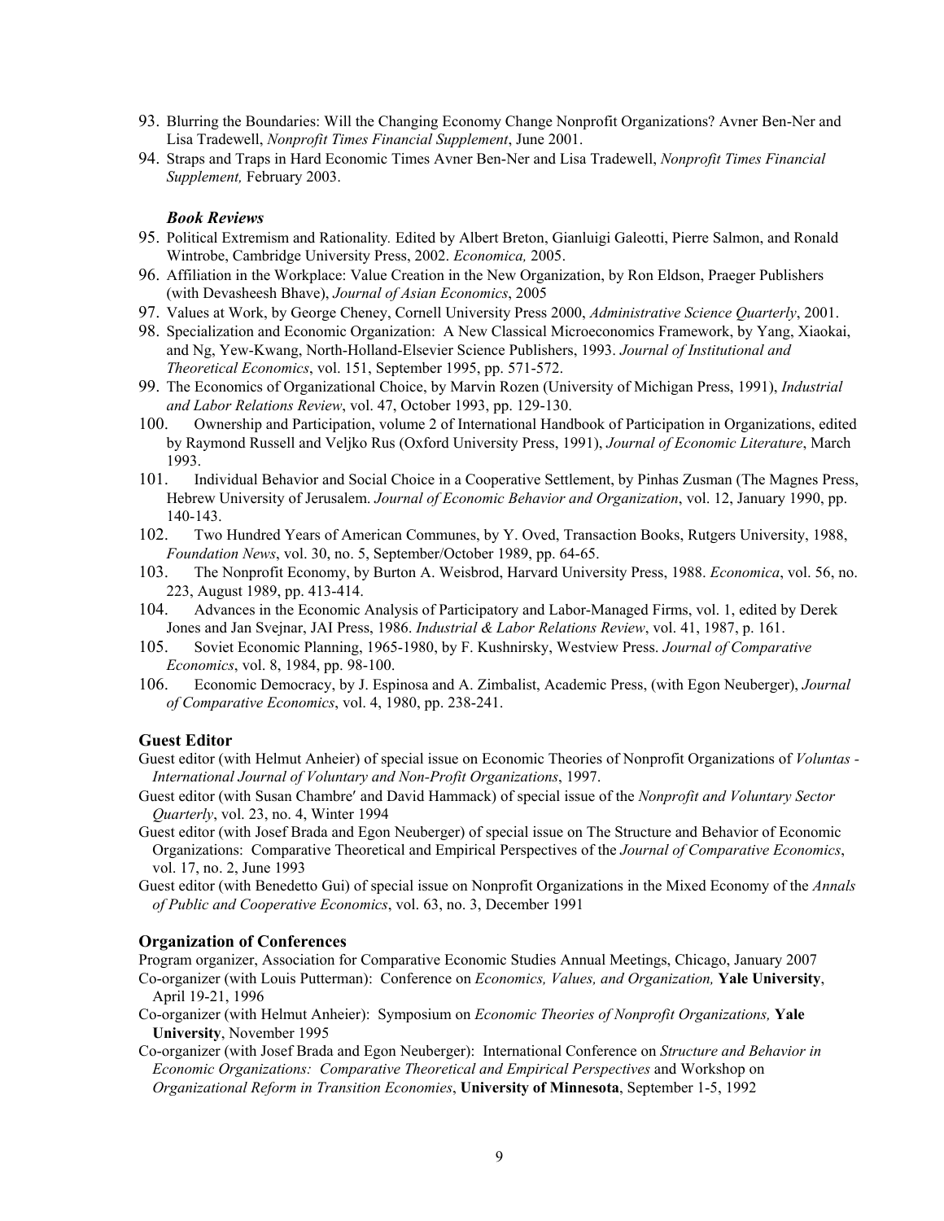93. Blurring the Boundaries: Will the Changing Economy Change Nonprofit Organizations? Avner Ben-Ner and Lisa Tradewell, *Nonprofit Times Financial Supplement*, June 2001.
94. Straps and Traps in Hard Economic Times Avner Ben-Ner and Lisa Tradewell, *Nonprofit Times Financial Supplement,* February 2003.

### *Book Reviews*

95. Political Extremism and Rationality. Edited by Albert Breton, Gianluigi Galeotti, Pierre Salmon, and Ronald Wintrobe, Cambridge University Press, 2002. *Economica,* 2005.
96. Affiliation in the Workplace: Value Creation in the New Organization, by Ron Eldson, Praeger Publishers (with Devasheesh Bhave), *Journal of Asian Economics*, 2005
97. Values at Work, by George Cheney, Cornell University Press 2000, *Administrative Science Quarterly*, 2001.
98. Specialization and Economic Organization: A New Classical Microeconomics Framework, by Yang, Xiaokai, and Ng, Yew-Kwang, North-Holland-Elsevier Science Publishers, 1993. *Journal of Institutional and Theoretical Economics*, vol. 151, September 1995, pp. 571-572.
99. The Economics of Organizational Choice, by Marvin Rozen (University of Michigan Press, 1991), *Industrial and Labor Relations Review*, vol. 47, October 1993, pp. 129-130.
100. Ownership and Participation, volume 2 of International Handbook of Participation in Organizations, edited by Raymond Russell and Veljko Rus (Oxford University Press, 1991), *Journal of Economic Literature*, March 1993.
101. Individual Behavior and Social Choice in a Cooperative Settlement, by Pinhas Zusman (The Magnes Press, Hebrew University of Jerusalem. *Journal of Economic Behavior and Organization*, vol. 12, January 1990, pp. 140-143.
102. Two Hundred Years of American Communes, by Y. Oved, Transaction Books, Rutgers University, 1988, *Foundation News*, vol. 30, no. 5, September/October 1989, pp. 64-65.
103. The Nonprofit Economy, by Burton A. Weisbrod, Harvard University Press, 1988. *Economica*, vol. 56, no. 223, August 1989, pp. 413-414.
104. Advances in the Economic Analysis of Participatory and Labor-Managed Firms, vol. 1, edited by Derek Jones and Jan Svejnar, JAI Press, 1986. *Industrial & Labor Relations Review*, vol. 41, 1987, p. 161.
105. Soviet Economic Planning, 1965-1980, by F. Kushnirsky, Westview Press. *Journal of Comparative Economics*, vol. 8, 1984, pp. 98-100.
106. Economic Democracy, by J. Espinosa and A. Zimbalist, Academic Press, (with Egon Neuberger), *Journal of Comparative Economics*, vol. 4, 1980, pp. 238-241.

## Guest Editor

Guest editor (with Helmut Anheier) of special issue on Economic Theories of Nonprofit Organizations of *Voluntas - International Journal of Voluntary and Non-Profit Organizations*, 1997.

Guest editor (with Susan Chambre′ and David Hammack) of special issue of the *Nonprofit and Voluntary Sector Quarterly*, vol. 23, no. 4, Winter 1994

Guest editor (with Josef Brada and Egon Neuberger) of special issue on The Structure and Behavior of Economic Organizations: Comparative Theoretical and Empirical Perspectives of the *Journal of Comparative Economics*, vol. 17, no. 2, June 1993

Guest editor (with Benedetto Gui) of special issue on Nonprofit Organizations in the Mixed Economy of the *Annals of Public and Cooperative Economics*, vol. 63, no. 3, December 1991

## Organization of Conferences

Program organizer, Association for Comparative Economic Studies Annual Meetings, Chicago, January 2007

Co-organizer (with Louis Putterman): Conference on *Economics, Values, and Organization,* **Yale University**, April 19-21, 1996

Co-organizer (with Helmut Anheier): Symposium on *Economic Theories of Nonprofit Organizations,* **Yale University**, November 1995

Co-organizer (with Josef Brada and Egon Neuberger): International Conference on *Structure and Behavior in Economic Organizations: Comparative Theoretical and Empirical Perspectives* and Workshop on *Organizational Reform in Transition Economies*, **University of Minnesota**, September 1-5, 1992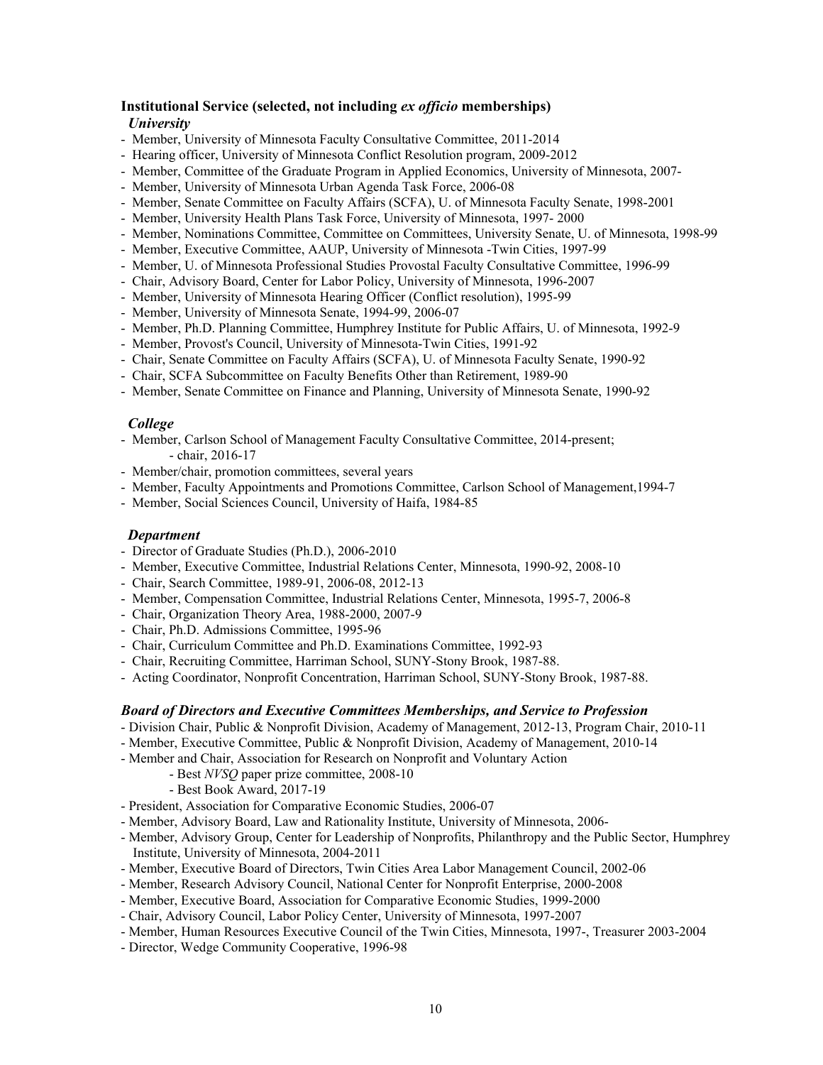### Institutional Service (selected, not including *ex officio* memberships)

#### *University*

- Member, University of Minnesota Faculty Consultative Committee, 2011-2014
- Hearing officer, University of Minnesota Conflict Resolution program, 2009-2012
- Member, Committee of the Graduate Program in Applied Economics, University of Minnesota, 2007-
- Member, University of Minnesota Urban Agenda Task Force, 2006-08
- Member, Senate Committee on Faculty Affairs (SCFA), U. of Minnesota Faculty Senate, 1998-2001
- Member, University Health Plans Task Force, University of Minnesota, 1997- 2000
- Member, Nominations Committee, Committee on Committees, University Senate, U. of Minnesota, 1998-99
- Member, Executive Committee, AAUP, University of Minnesota -Twin Cities, 1997-99
- Member, U. of Minnesota Professional Studies Provostal Faculty Consultative Committee, 1996-99
- Chair, Advisory Board, Center for Labor Policy, University of Minnesota, 1996-2007
- Member, University of Minnesota Hearing Officer (Conflict resolution), 1995-99
- Member, University of Minnesota Senate, 1994-99, 2006-07
- Member, Ph.D. Planning Committee, Humphrey Institute for Public Affairs, U. of Minnesota, 1992-9
- Member, Provost's Council, University of Minnesota-Twin Cities, 1991-92
- Chair, Senate Committee on Faculty Affairs (SCFA), U. of Minnesota Faculty Senate, 1990-92
- Chair, SCFA Subcommittee on Faculty Benefits Other than Retirement, 1989-90
- Member, Senate Committee on Finance and Planning, University of Minnesota Senate, 1990-92

#### *College*

- Member, Carlson School of Management Faculty Consultative Committee, 2014-present;
  - chair, 2016-17
- Member/chair, promotion committees, several years
- Member, Faculty Appointments and Promotions Committee, Carlson School of Management,1994-7
- Member, Social Sciences Council, University of Haifa, 1984-85

#### *Department*

- Director of Graduate Studies (Ph.D.), 2006-2010
- Member, Executive Committee, Industrial Relations Center, Minnesota, 1990-92, 2008-10
- Chair, Search Committee, 1989-91, 2006-08, 2012-13
- Member, Compensation Committee, Industrial Relations Center, Minnesota, 1995-7, 2006-8
- Chair, Organization Theory Area, 1988-2000, 2007-9
- Chair, Ph.D. Admissions Committee, 1995-96
- Chair, Curriculum Committee and Ph.D. Examinations Committee, 1992-93
- Chair, Recruiting Committee, Harriman School, SUNY-Stony Brook, 1987-88.
- Acting Coordinator, Nonprofit Concentration, Harriman School, SUNY-Stony Brook, 1987-88.

### *Board of Directors and Executive Committees Memberships, and Service to Profession*

- Division Chair, Public & Nonprofit Division, Academy of Management, 2012-13, Program Chair, 2010-11
- Member, Executive Committee, Public & Nonprofit Division, Academy of Management, 2010-14
- Member and Chair, Association for Research on Nonprofit and Voluntary Action
  - Best *NVSQ* paper prize committee, 2008-10
  - Best Book Award, 2017-19
- President, Association for Comparative Economic Studies, 2006-07
- Member, Advisory Board, Law and Rationality Institute, University of Minnesota, 2006-
- Member, Advisory Group, Center for Leadership of Nonprofits, Philanthropy and the Public Sector, Humphrey Institute, University of Minnesota, 2004-2011
- Member, Executive Board of Directors, Twin Cities Area Labor Management Council, 2002-06
- Member, Research Advisory Council, National Center for Nonprofit Enterprise, 2000-2008
- Member, Executive Board, Association for Comparative Economic Studies, 1999-2000
- Chair, Advisory Council, Labor Policy Center, University of Minnesota, 1997-2007
- Member, Human Resources Executive Council of the Twin Cities, Minnesota, 1997-, Treasurer 2003-2004
- Director, Wedge Community Cooperative, 1996-98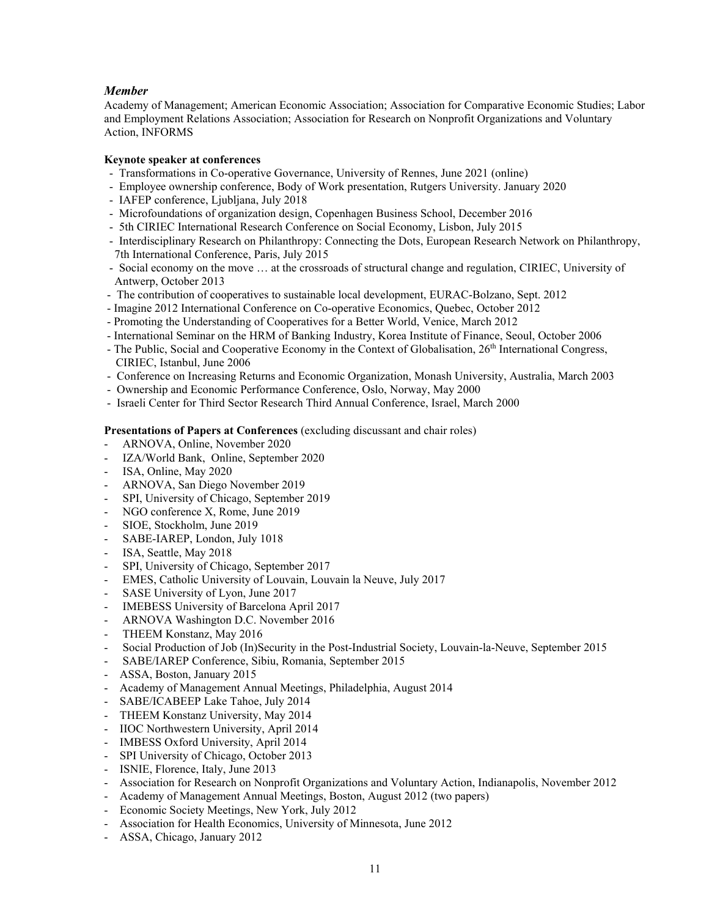### *Member*

Academy of Management; American Economic Association; Association for Comparative Economic Studies; Labor and Employment Relations Association; Association for Research on Nonprofit Organizations and Voluntary Action, INFORMS

**Keynote speaker at conferences**

- Transformations in Co-operative Governance, University of Rennes, June 2021 (online)
- Employee ownership conference, Body of Work presentation, Rutgers University. January 2020
- IAFEP conference, Ljubljana, July 2018
- Microfoundations of organization design, Copenhagen Business School, December 2016
- 5th CIRIEC International Research Conference on Social Economy, Lisbon, July 2015
- Interdisciplinary Research on Philanthropy: Connecting the Dots, European Research Network on Philanthropy, 7th International Conference, Paris, July 2015
- Social economy on the move … at the crossroads of structural change and regulation, CIRIEC, University of Antwerp, October 2013
- The contribution of cooperatives to sustainable local development, EURAC-Bolzano, Sept. 2012
- Imagine 2012 International Conference on Co-operative Economics, Quebec, October 2012
- Promoting the Understanding of Cooperatives for a Better World, Venice, March 2012
- International Seminar on the HRM of Banking Industry, Korea Institute of Finance, Seoul, October 2006
- The Public, Social and Cooperative Economy in the Context of Globalisation, 26th International Congress, CIRIEC, Istanbul, June 2006
- Conference on Increasing Returns and Economic Organization, Monash University, Australia, March 2003
- Ownership and Economic Performance Conference, Oslo, Norway, May 2000
- Israeli Center for Third Sector Research Third Annual Conference, Israel, March 2000

**Presentations of Papers at Conferences** (excluding discussant and chair roles)

- ARNOVA, Online, November 2020
- IZA/World Bank, Online, September 2020
- ISA, Online, May 2020
- ARNOVA, San Diego November 2019
- SPI, University of Chicago, September 2019
- NGO conference X, Rome, June 2019
- SIOE, Stockholm, June 2019
- SABE-IAREP, London, July 1018
- ISA, Seattle, May 2018
- SPI, University of Chicago, September 2017
- EMES, Catholic University of Louvain, Louvain la Neuve, July 2017
- SASE University of Lyon, June 2017
- IMEBESS University of Barcelona April 2017
- ARNOVA Washington D.C. November 2016
- THEEM Konstanz, May 2016
- Social Production of Job (In)Security in the Post-Industrial Society, Louvain-la-Neuve, September 2015
- SABE/IAREP Conference, Sibiu, Romania, September 2015
- ASSA, Boston, January 2015
- Academy of Management Annual Meetings, Philadelphia, August 2014
- SABE/ICABEEP Lake Tahoe, July 2014
- THEEM Konstanz University, May 2014
- IIOC Northwestern University, April 2014
- IMBESS Oxford University, April 2014
- SPI University of Chicago, October 2013
- ISNIE, Florence, Italy, June 2013
- Association for Research on Nonprofit Organizations and Voluntary Action, Indianapolis, November 2012
- Academy of Management Annual Meetings, Boston, August 2012 (two papers)
- Economic Society Meetings, New York, July 2012
- Association for Health Economics, University of Minnesota, June 2012
- ASSA, Chicago, January 2012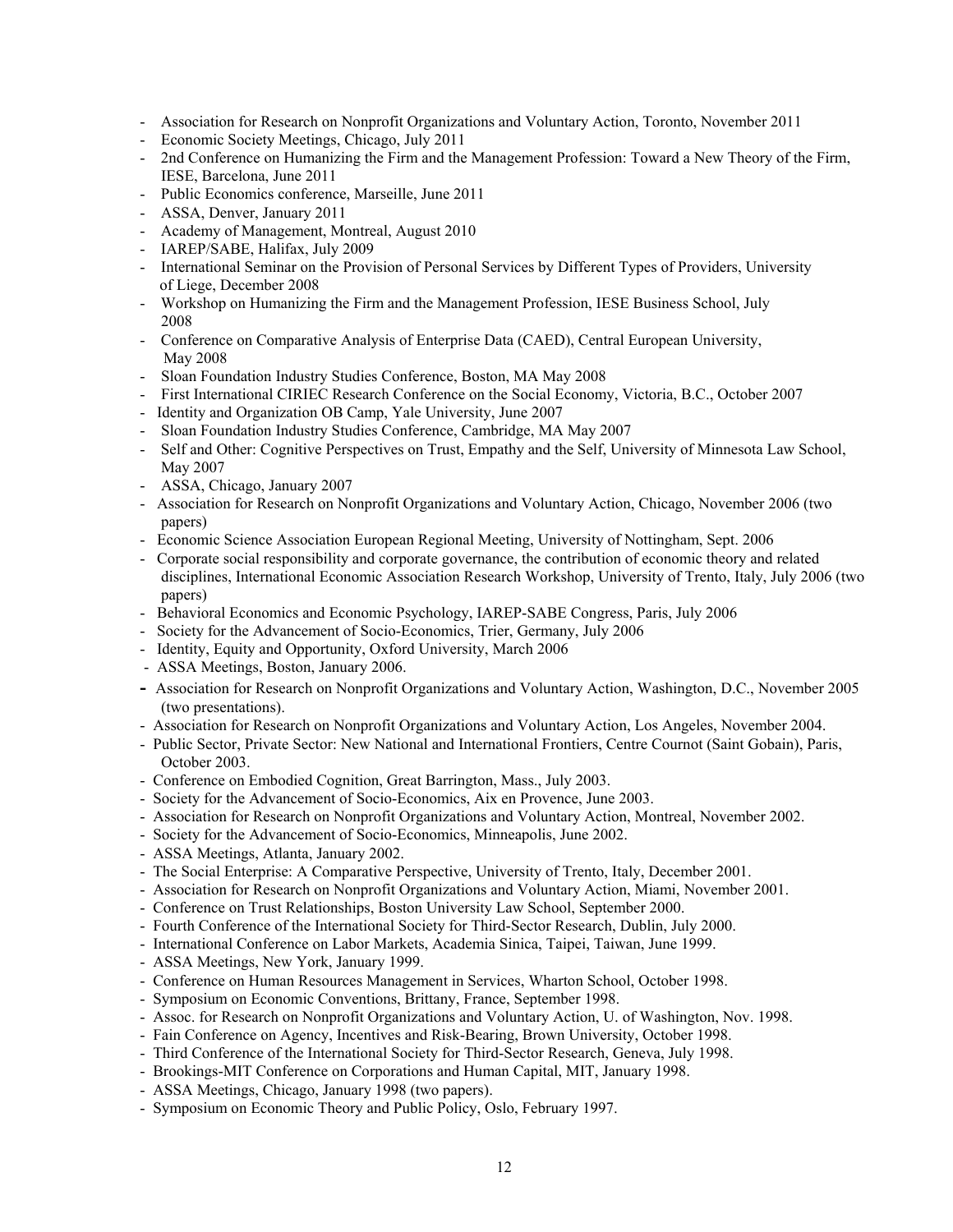- Association for Research on Nonprofit Organizations and Voluntary Action, Toronto, November 2011
- Economic Society Meetings, Chicago, July 2011
- 2nd Conference on Humanizing the Firm and the Management Profession: Toward a New Theory of the Firm, IESE, Barcelona, June 2011
- Public Economics conference, Marseille, June 2011
- ASSA, Denver, January 2011
- Academy of Management, Montreal, August 2010
- IAREP/SABE, Halifax, July 2009
- International Seminar on the Provision of Personal Services by Different Types of Providers, University of Liege, December 2008
- Workshop on Humanizing the Firm and the Management Profession, IESE Business School, July 2008
- Conference on Comparative Analysis of Enterprise Data (CAED), Central European University, May 2008
- Sloan Foundation Industry Studies Conference, Boston, MA May 2008
- First International CIRIEC Research Conference on the Social Economy, Victoria, B.C., October 2007
- Identity and Organization OB Camp, Yale University, June 2007
- Sloan Foundation Industry Studies Conference, Cambridge, MA May 2007
- Self and Other: Cognitive Perspectives on Trust, Empathy and the Self, University of Minnesota Law School, May 2007
- ASSA, Chicago, January 2007
- Association for Research on Nonprofit Organizations and Voluntary Action, Chicago, November 2006 (two papers)
- Economic Science Association European Regional Meeting, University of Nottingham, Sept. 2006
- Corporate social responsibility and corporate governance, the contribution of economic theory and related disciplines, International Economic Association Research Workshop, University of Trento, Italy, July 2006 (two papers)
- Behavioral Economics and Economic Psychology, IAREP-SABE Congress, Paris, July 2006
- Society for the Advancement of Socio-Economics, Trier, Germany, July 2006
- Identity, Equity and Opportunity, Oxford University, March 2006
- ASSA Meetings, Boston, January 2006.
- Association for Research on Nonprofit Organizations and Voluntary Action, Washington, D.C., November 2005 (two presentations).
- Association for Research on Nonprofit Organizations and Voluntary Action, Los Angeles, November 2004.
- Public Sector, Private Sector: New National and International Frontiers, Centre Cournot (Saint Gobain), Paris, October 2003.
- Conference on Embodied Cognition, Great Barrington, Mass., July 2003.
- Society for the Advancement of Socio-Economics, Aix en Provence, June 2003.
- Association for Research on Nonprofit Organizations and Voluntary Action, Montreal, November 2002.
- Society for the Advancement of Socio-Economics, Minneapolis, June 2002.
- ASSA Meetings, Atlanta, January 2002.
- The Social Enterprise: A Comparative Perspective, University of Trento, Italy, December 2001.
- Association for Research on Nonprofit Organizations and Voluntary Action, Miami, November 2001.
- Conference on Trust Relationships, Boston University Law School, September 2000.
- Fourth Conference of the International Society for Third-Sector Research, Dublin, July 2000.
- International Conference on Labor Markets, Academia Sinica, Taipei, Taiwan, June 1999.
- ASSA Meetings, New York, January 1999.
- Conference on Human Resources Management in Services, Wharton School, October 1998.
- Symposium on Economic Conventions, Brittany, France, September 1998.
- Assoc. for Research on Nonprofit Organizations and Voluntary Action, U. of Washington, Nov. 1998.
- Fain Conference on Agency, Incentives and Risk-Bearing, Brown University, October 1998.
- Third Conference of the International Society for Third-Sector Research, Geneva, July 1998.
- Brookings-MIT Conference on Corporations and Human Capital, MIT, January 1998.
- ASSA Meetings, Chicago, January 1998 (two papers).
- Symposium on Economic Theory and Public Policy, Oslo, February 1997.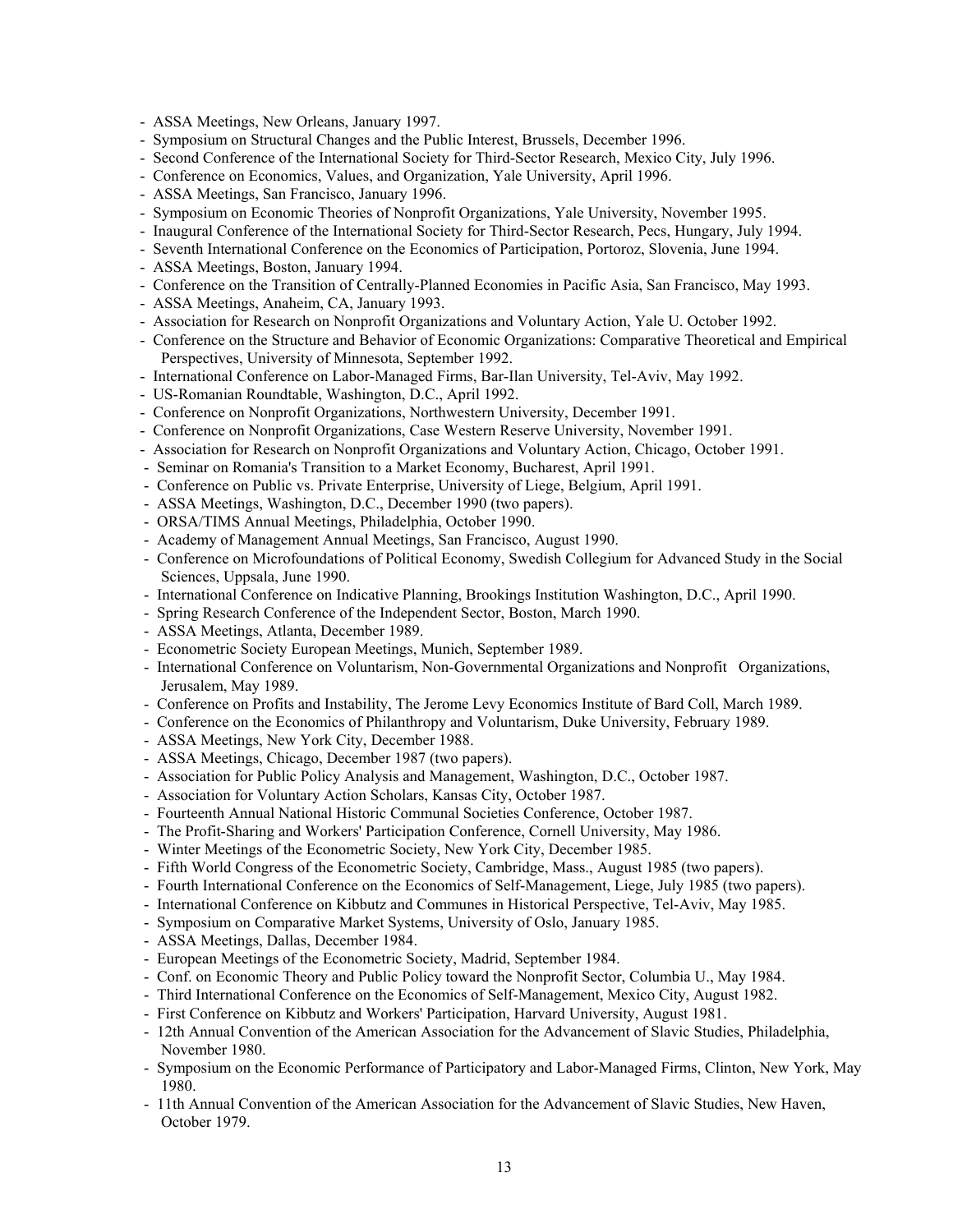- ASSA Meetings, New Orleans, January 1997.
- Symposium on Structural Changes and the Public Interest, Brussels, December 1996.
- Second Conference of the International Society for Third-Sector Research, Mexico City, July 1996.
- Conference on Economics, Values, and Organization, Yale University, April 1996.
- ASSA Meetings, San Francisco, January 1996.
- Symposium on Economic Theories of Nonprofit Organizations, Yale University, November 1995.
- Inaugural Conference of the International Society for Third-Sector Research, Pecs, Hungary, July 1994.
- Seventh International Conference on the Economics of Participation, Portoroz, Slovenia, June 1994.
- ASSA Meetings, Boston, January 1994.
- Conference on the Transition of Centrally-Planned Economies in Pacific Asia, San Francisco, May 1993.
- ASSA Meetings, Anaheim, CA, January 1993.
- Association for Research on Nonprofit Organizations and Voluntary Action, Yale U. October 1992.
- Conference on the Structure and Behavior of Economic Organizations: Comparative Theoretical and Empirical Perspectives, University of Minnesota, September 1992.
- International Conference on Labor-Managed Firms, Bar-Ilan University, Tel-Aviv, May 1992.
- US-Romanian Roundtable, Washington, D.C., April 1992.
- Conference on Nonprofit Organizations, Northwestern University, December 1991.
- Conference on Nonprofit Organizations, Case Western Reserve University, November 1991.
- Association for Research on Nonprofit Organizations and Voluntary Action, Chicago, October 1991.
- Seminar on Romania's Transition to a Market Economy, Bucharest, April 1991.
- Conference on Public vs. Private Enterprise, University of Liege, Belgium, April 1991.
- ASSA Meetings, Washington, D.C., December 1990 (two papers).
- ORSA/TIMS Annual Meetings, Philadelphia, October 1990.
- Academy of Management Annual Meetings, San Francisco, August 1990.
- Conference on Microfoundations of Political Economy, Swedish Collegium for Advanced Study in the Social Sciences, Uppsala, June 1990.
- International Conference on Indicative Planning, Brookings Institution Washington, D.C., April 1990.
- Spring Research Conference of the Independent Sector, Boston, March 1990.
- ASSA Meetings, Atlanta, December 1989.
- Econometric Society European Meetings, Munich, September 1989.
- International Conference on Voluntarism, Non-Governmental Organizations and Nonprofit Organizations, Jerusalem, May 1989.
- Conference on Profits and Instability, The Jerome Levy Economics Institute of Bard Coll, March 1989.
- Conference on the Economics of Philanthropy and Voluntarism, Duke University, February 1989.
- ASSA Meetings, New York City, December 1988.
- ASSA Meetings, Chicago, December 1987 (two papers).
- Association for Public Policy Analysis and Management, Washington, D.C., October 1987.
- Association for Voluntary Action Scholars, Kansas City, October 1987.
- Fourteenth Annual National Historic Communal Societies Conference, October 1987.
- The Profit-Sharing and Workers' Participation Conference, Cornell University, May 1986.
- Winter Meetings of the Econometric Society, New York City, December 1985.
- Fifth World Congress of the Econometric Society, Cambridge, Mass., August 1985 (two papers).
- Fourth International Conference on the Economics of Self-Management, Liege, July 1985 (two papers).
- International Conference on Kibbutz and Communes in Historical Perspective, Tel-Aviv, May 1985.
- Symposium on Comparative Market Systems, University of Oslo, January 1985.
- ASSA Meetings, Dallas, December 1984.
- European Meetings of the Econometric Society, Madrid, September 1984.
- Conf. on Economic Theory and Public Policy toward the Nonprofit Sector, Columbia U., May 1984.
- Third International Conference on the Economics of Self-Management, Mexico City, August 1982.
- First Conference on Kibbutz and Workers' Participation, Harvard University, August 1981.
- 12th Annual Convention of the American Association for the Advancement of Slavic Studies, Philadelphia, November 1980.
- Symposium on the Economic Performance of Participatory and Labor-Managed Firms, Clinton, New York, May 1980.
- 11th Annual Convention of the American Association for the Advancement of Slavic Studies, New Haven, October 1979.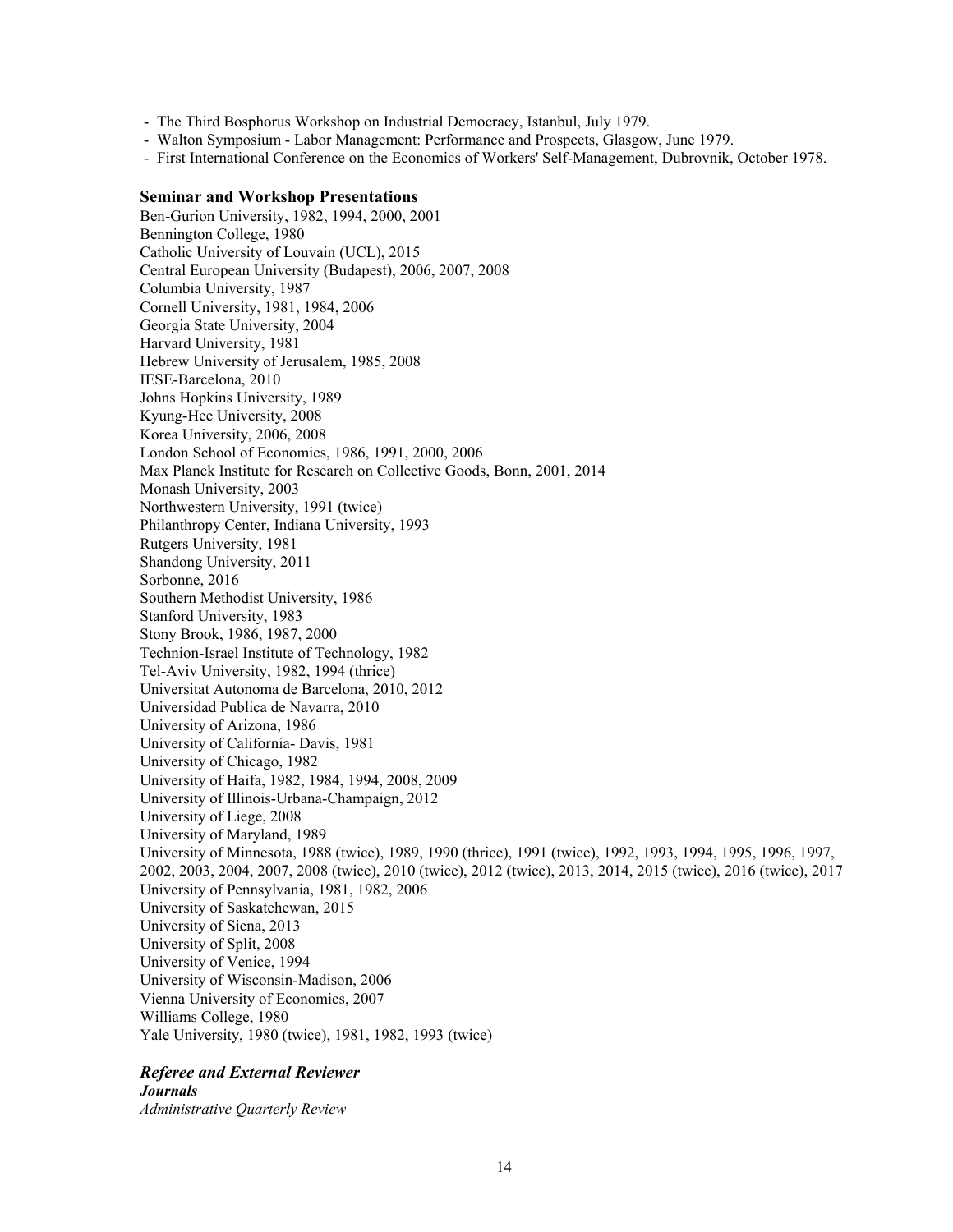- The Third Bosphorus Workshop on Industrial Democracy, Istanbul, July 1979.
- Walton Symposium - Labor Management: Performance and Prospects, Glasgow, June 1979.
- First International Conference on the Economics of Workers' Self-Management, Dubrovnik, October 1978.

**Seminar and Workshop Presentations**

Ben-Gurion University, 1982, 1994, 2000, 2001
Bennington College, 1980
Catholic University of Louvain (UCL), 2015
Central European University (Budapest), 2006, 2007, 2008
Columbia University, 1987
Cornell University, 1981, 1984, 2006
Georgia State University, 2004
Harvard University, 1981
Hebrew University of Jerusalem, 1985, 2008
IESE-Barcelona, 2010
Johns Hopkins University, 1989
Kyung-Hee University, 2008
Korea University, 2006, 2008
London School of Economics, 1986, 1991, 2000, 2006
Max Planck Institute for Research on Collective Goods, Bonn, 2001, 2014
Monash University, 2003
Northwestern University, 1991 (twice)
Philanthropy Center, Indiana University, 1993
Rutgers University, 1981
Shandong University, 2011
Sorbonne, 2016
Southern Methodist University, 1986
Stanford University, 1983
Stony Brook, 1986, 1987, 2000
Technion-Israel Institute of Technology, 1982
Tel-Aviv University, 1982, 1994 (thrice)
Universitat Autonoma de Barcelona, 2010, 2012
Universidad Publica de Navarra, 2010
University of Arizona, 1986
University of California- Davis, 1981
University of Chicago, 1982
University of Haifa, 1982, 1984, 1994, 2008, 2009
University of Illinois-Urbana-Champaign, 2012
University of Liege, 2008
University of Maryland, 1989
University of Minnesota, 1988 (twice), 1989, 1990 (thrice), 1991 (twice), 1992, 1993, 1994, 1995, 1996, 1997, 2002, 2003, 2004, 2007, 2008 (twice), 2010 (twice), 2012 (twice), 2013, 2014, 2015 (twice), 2016 (twice), 2017
University of Pennsylvania, 1981, 1982, 2006
University of Saskatchewan, 2015
University of Siena, 2013
University of Split, 2008
University of Venice, 1994
University of Wisconsin-Madison, 2006
Vienna University of Economics, 2007
Williams College, 1980
Yale University, 1980 (twice), 1981, 1982, 1993 (twice)

***Referee and External Reviewer***

***Journals***

*Administrative Quarterly Review*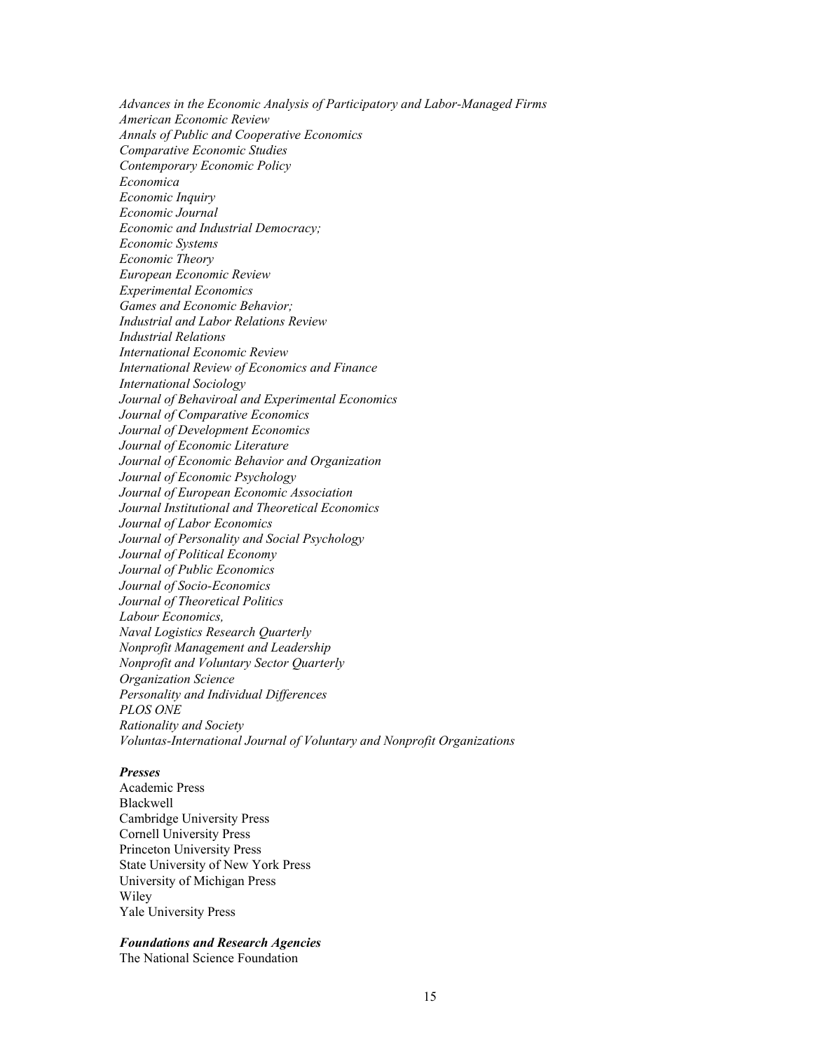*Advances in the Economic Analysis of Participatory and Labor-Managed Firms*
*American Economic Review*
*Annals of Public and Cooperative Economics*
*Comparative Economic Studies*
*Contemporary Economic Policy*
*Economica*
*Economic Inquiry*
*Economic Journal*
*Economic and Industrial Democracy;*
*Economic Systems*
*Economic Theory*
*European Economic Review*
*Experimental Economics*
*Games and Economic Behavior;*
*Industrial and Labor Relations Review*
*Industrial Relations*
*International Economic Review*
*International Review of Economics and Finance*
*International Sociology*
*Journal of Behaviroal and Experimental Economics*
*Journal of Comparative Economics*
*Journal of Development Economics*
*Journal of Economic Literature*
*Journal of Economic Behavior and Organization*
*Journal of Economic Psychology*
*Journal of European Economic Association*
*Journal Institutional and Theoretical Economics*
*Journal of Labor Economics*
*Journal of Personality and Social Psychology*
*Journal of Political Economy*
*Journal of Public Economics*
*Journal of Socio-Economics*
*Journal of Theoretical Politics*
*Labour Economics,*
*Naval Logistics Research Quarterly*
*Nonprofit Management and Leadership*
*Nonprofit and Voluntary Sector Quarterly*
*Organization Science*
*Personality and Individual Differences*
*PLOS ONE*
*Rationality and Society*
*Voluntas-International Journal of Voluntary and Nonprofit Organizations*

***Presses***
Academic Press
Blackwell
Cambridge University Press
Cornell University Press
Princeton University Press
State University of New York Press
University of Michigan Press
Wiley
Yale University Press

***Foundations and Research Agencies***
The National Science Foundation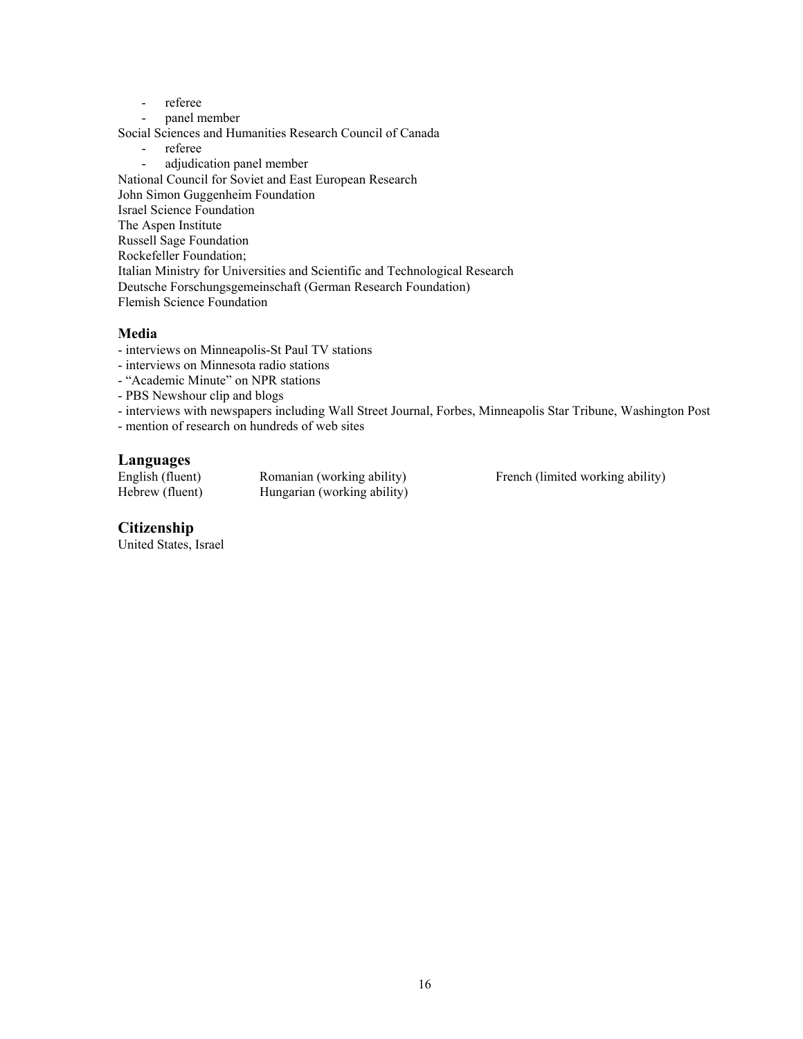- referee
- panel member

Social Sciences and Humanities Research Council of Canada

- referee
- adjudication panel member

National Council for Soviet and East European Research
John Simon Guggenheim Foundation
Israel Science Foundation
The Aspen Institute
Russell Sage Foundation
Rockefeller Foundation;
Italian Ministry for Universities and Scientific and Technological Research
Deutsche Forschungsgemeinschaft (German Research Foundation)
Flemish Science Foundation

### Media

- interviews on Minneapolis-St Paul TV stations
- interviews on Minnesota radio stations
- "Academic Minute" on NPR stations
- PBS Newshour clip and blogs
- interviews with newspapers including Wall Street Journal, Forbes, Minneapolis Star Tribune, Washington Post
- mention of research on hundreds of web sites

## Languages

| | | |
|---|---|---|
| English (fluent) | Romanian (working ability) | French (limited working ability) |
| Hebrew (fluent) | Hungarian (working ability) | |

## Citizenship

United States, Israel